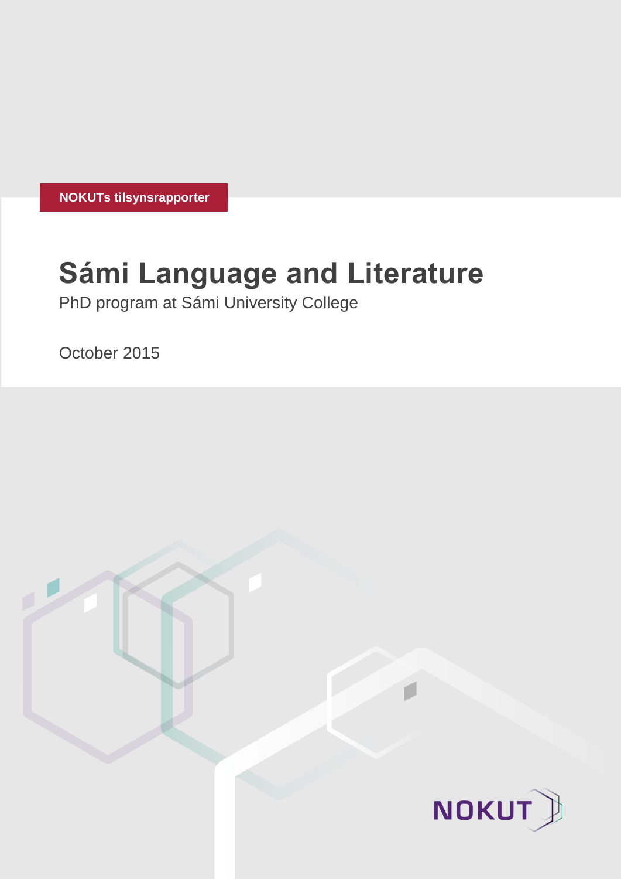NOKUTs tilsynsrapporter

# Sámi Language and Literature

PhD program at Sámi University College

October 2015

NOKUT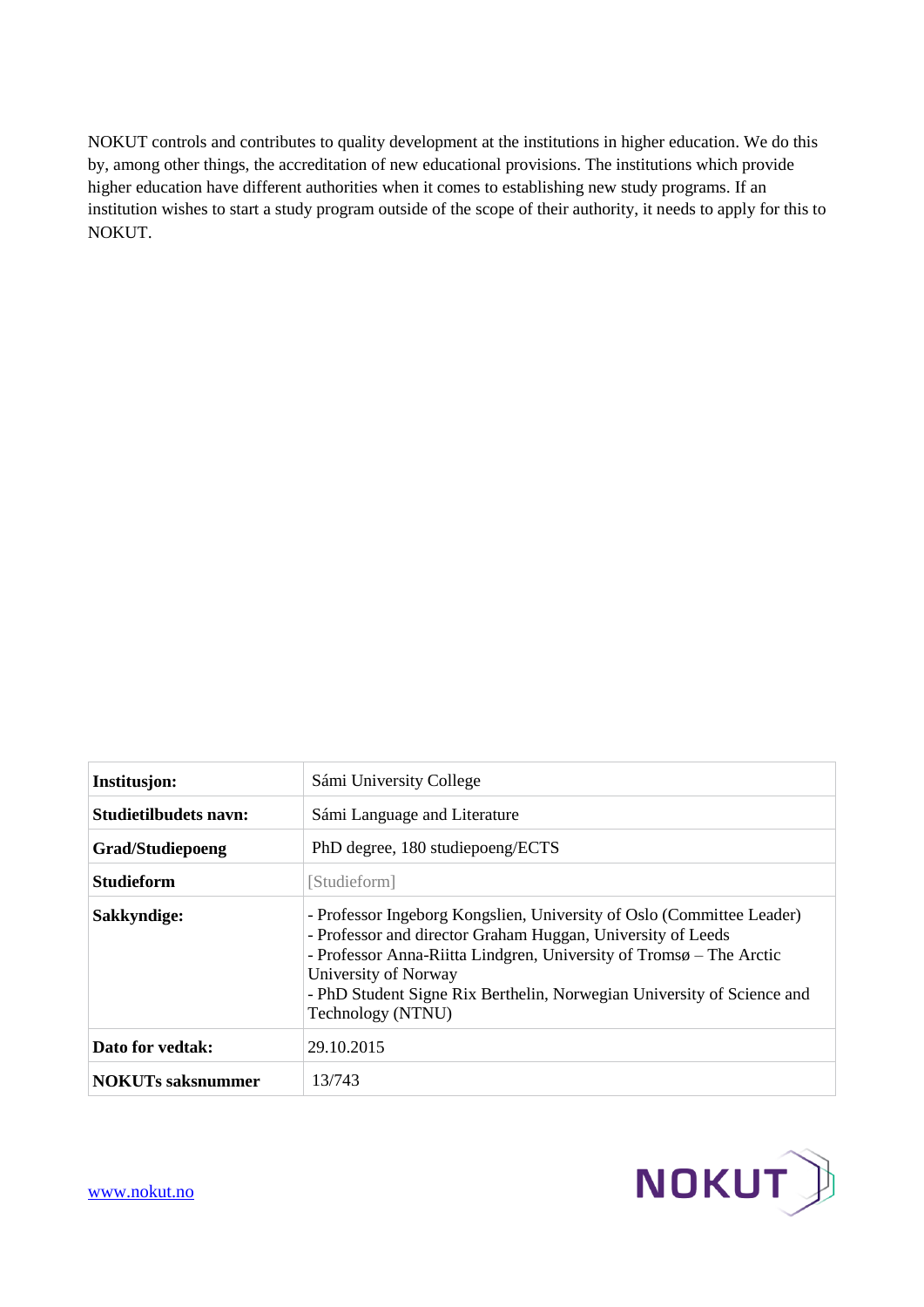NOKUT controls and contributes to quality development at the institutions in higher education. We do this by, among other things, the accreditation of new educational provisions. The institutions which provide higher education have different authorities when it comes to establishing new study programs. If an institution wishes to start a study program outside of the scope of their authority, it needs to apply for this to NOKUT.

| | |
|---|---|
| **Institusjon:** | Sámi University College |
| **Studietilbudets navn:** | Sámi Language and Literature |
| **Grad/Studiepoeng** | PhD degree, 180 studiepoeng/ECTS |
| **Studieform** | [Studieform] |
| **Sakkyndige:** | - Professor Ingeborg Kongslien, University of Oslo (Committee Leader)<br>- Professor and director Graham Huggan, University of Leeds<br>- Professor Anna-Riitta Lindgren, University of Tromsø – The Arctic University of Norway<br>- PhD Student Signe Rix Berthelin, Norwegian University of Science and Technology (NTNU) |
| **Dato for vedtak:** | 29.10.2015 |
| **NOKUTs saksnummer** | 13/743 |

www.nokut.no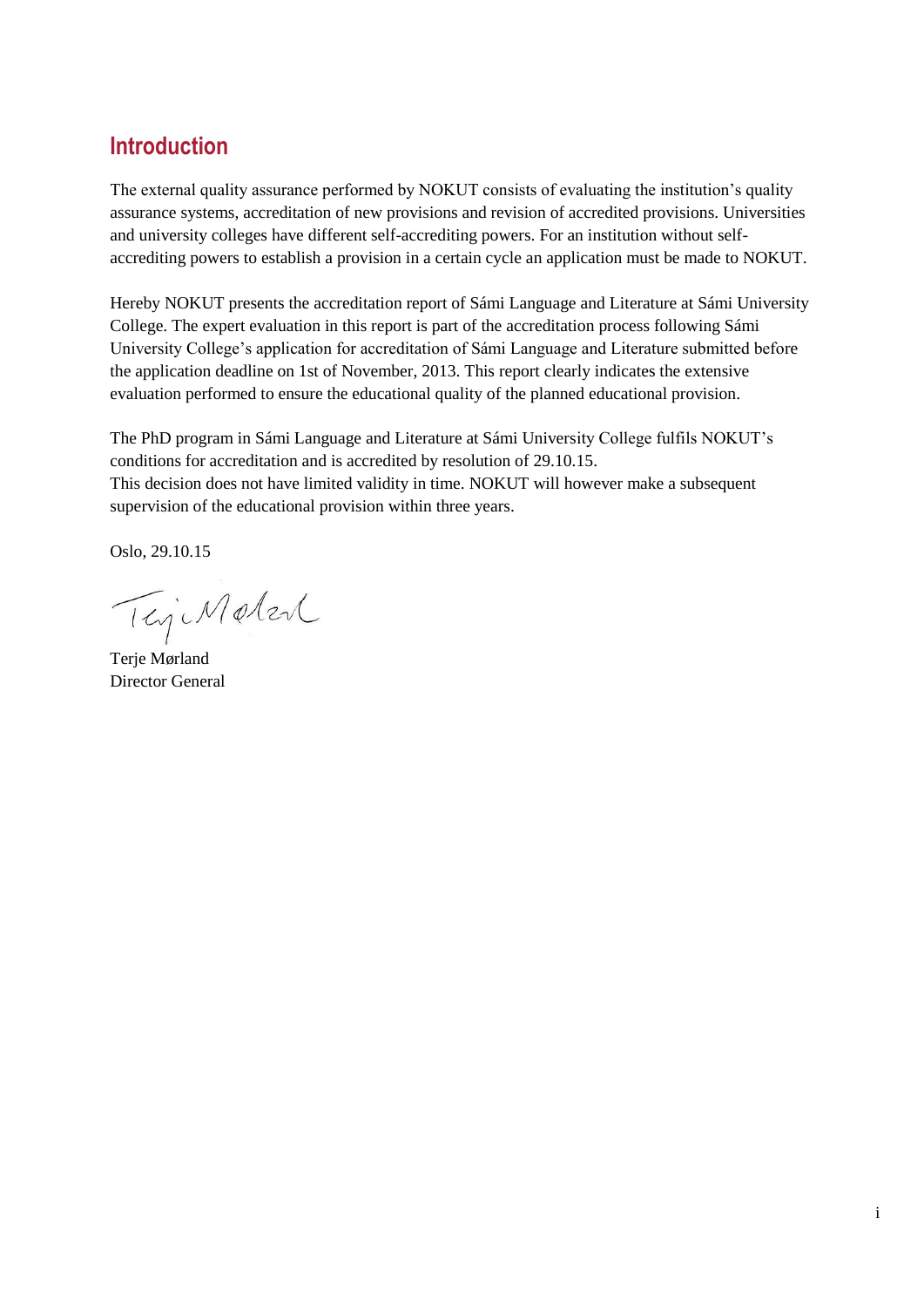## Introduction

The external quality assurance performed by NOKUT consists of evaluating the institution's quality assurance systems, accreditation of new provisions and revision of accredited provisions. Universities and university colleges have different self-accrediting powers. For an institution without self-accrediting powers to establish a provision in a certain cycle an application must be made to NOKUT.

Hereby NOKUT presents the accreditation report of Sámi Language and Literature at Sámi University College. The expert evaluation in this report is part of the accreditation process following Sámi University College's application for accreditation of Sámi Language and Literature submitted before the application deadline on 1st of November, 2013. This report clearly indicates the extensive evaluation performed to ensure the educational quality of the planned educational provision.

The PhD program in Sámi Language and Literature at Sámi University College fulfils NOKUT's conditions for accreditation and is accredited by resolution of 29.10.15.
This decision does not have limited validity in time. NOKUT will however make a subsequent supervision of the educational provision within three years.

Oslo, 29.10.15

Terje Mørland
Director General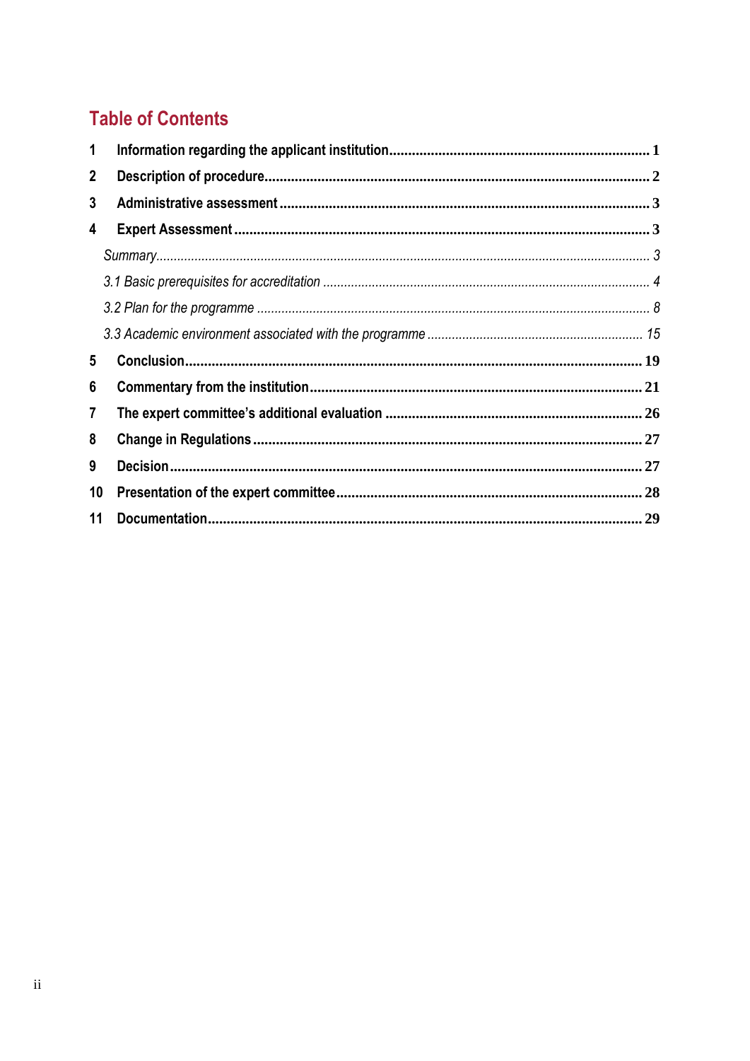## Table of Contents

1 **Information regarding the applicant institution** ..... 1

2 **Description of procedure** ..... 2

3 **Administrative assessment** ..... 3

4 **Expert Assessment** ..... 3

*Summary* ..... 3

*3.1 Basic prerequisites for accreditation* ..... 4

*3.2 Plan for the programme* ..... 8

*3.3 Academic environment associated with the programme* ..... 15

5 **Conclusion** ..... 19

6 **Commentary from the institution** ..... 21

7 **The expert committee's additional evaluation** ..... 26

8 **Change in Regulations** ..... 27

9 **Decision** ..... 27

10 **Presentation of the expert committee** ..... 28

11 **Documentation** ..... 29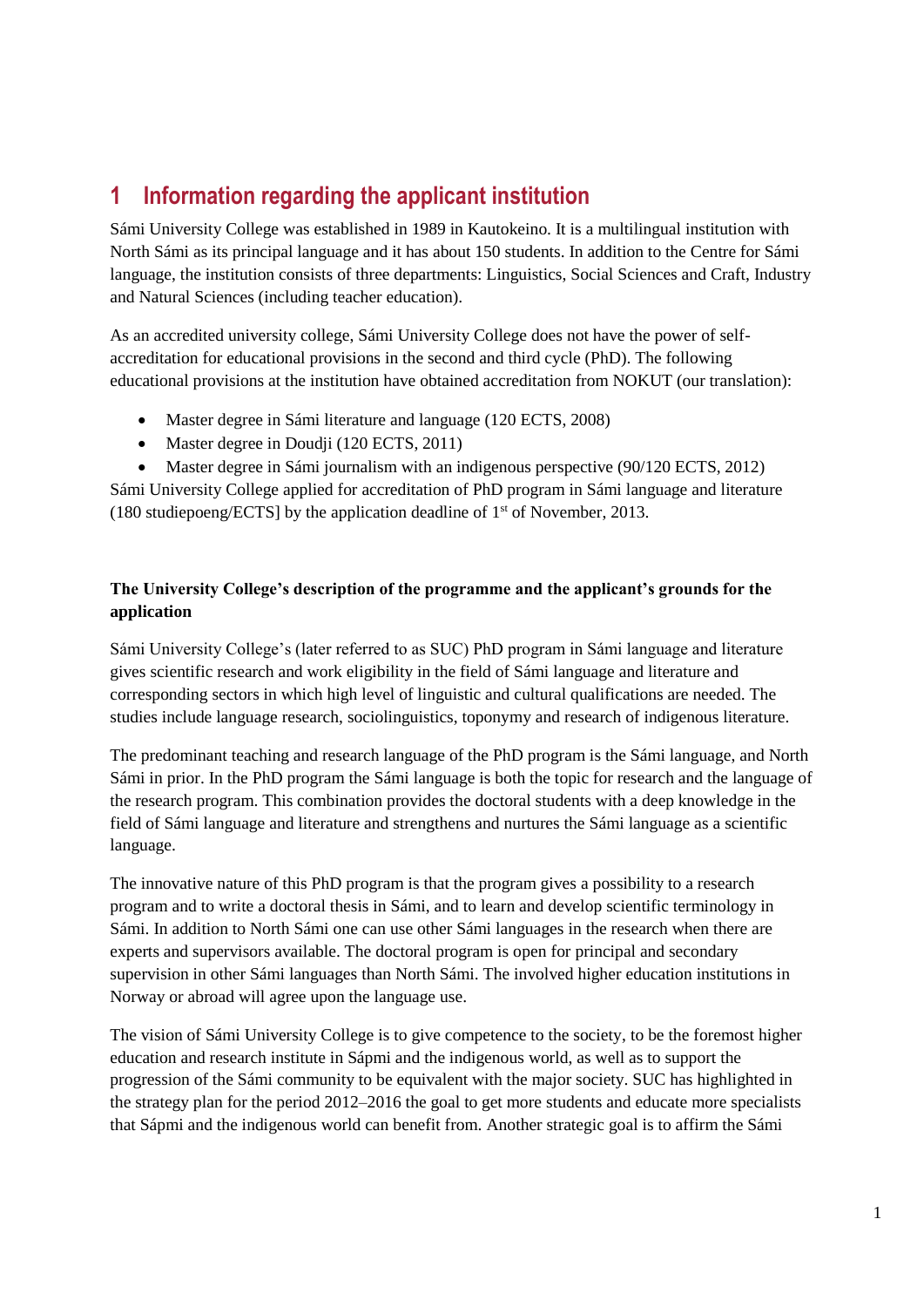# 1 Information regarding the applicant institution

Sámi University College was established in 1989 in Kautokeino. It is a multilingual institution with North Sámi as its principal language and it has about 150 students. In addition to the Centre for Sámi language, the institution consists of three departments: Linguistics, Social Sciences and Craft, Industry and Natural Sciences (including teacher education).

As an accredited university college, Sámi University College does not have the power of self-accreditation for educational provisions in the second and third cycle (PhD). The following educational provisions at the institution have obtained accreditation from NOKUT (our translation):

- Master degree in Sámi literature and language (120 ECTS, 2008)
- Master degree in Doudji (120 ECTS, 2011)
- Master degree in Sámi journalism with an indigenous perspective (90/120 ECTS, 2012)

Sámi University College applied for accreditation of PhD program in Sámi language and literature (180 studiepoeng/ECTS] by the application deadline of 1st of November, 2013.

**The University College's description of the programme and the applicant's grounds for the application**

Sámi University College's (later referred to as SUC) PhD program in Sámi language and literature gives scientific research and work eligibility in the field of Sámi language and literature and corresponding sectors in which high level of linguistic and cultural qualifications are needed. The studies include language research, sociolinguistics, toponymy and research of indigenous literature.

The predominant teaching and research language of the PhD program is the Sámi language, and North Sámi in prior. In the PhD program the Sámi language is both the topic for research and the language of the research program. This combination provides the doctoral students with a deep knowledge in the field of Sámi language and literature and strengthens and nurtures the Sámi language as a scientific language.

The innovative nature of this PhD program is that the program gives a possibility to a research program and to write a doctoral thesis in Sámi, and to learn and develop scientific terminology in Sámi. In addition to North Sámi one can use other Sámi languages in the research when there are experts and supervisors available. The doctoral program is open for principal and secondary supervision in other Sámi languages than North Sámi. The involved higher education institutions in Norway or abroad will agree upon the language use.

The vision of Sámi University College is to give competence to the society, to be the foremost higher education and research institute in Sápmi and the indigenous world, as well as to support the progression of the Sámi community to be equivalent with the major society. SUC has highlighted in the strategy plan for the period 2012–2016 the goal to get more students and educate more specialists that Sápmi and the indigenous world can benefit from. Another strategic goal is to affirm the Sámi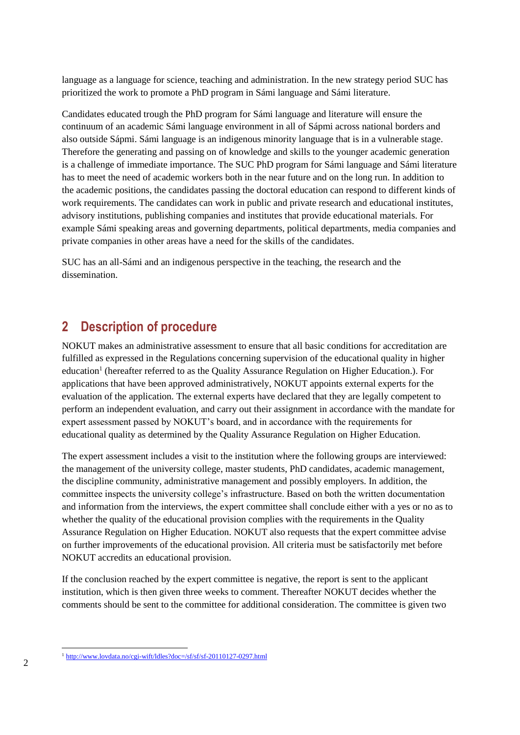language as a language for science, teaching and administration. In the new strategy period SUC has prioritized the work to promote a PhD program in Sámi language and Sámi literature.

Candidates educated trough the PhD program for Sámi language and literature will ensure the continuum of an academic Sámi language environment in all of Sápmi across national borders and also outside Sápmi. Sámi language is an indigenous minority language that is in a vulnerable stage. Therefore the generating and passing on of knowledge and skills to the younger academic generation is a challenge of immediate importance. The SUC PhD program for Sámi language and Sámi literature has to meet the need of academic workers both in the near future and on the long run. In addition to the academic positions, the candidates passing the doctoral education can respond to different kinds of work requirements. The candidates can work in public and private research and educational institutes, advisory institutions, publishing companies and institutes that provide educational materials. For example Sámi speaking areas and governing departments, political departments, media companies and private companies in other areas have a need for the skills of the candidates.

SUC has an all-Sámi and an indigenous perspective in the teaching, the research and the dissemination.

# 2 Description of procedure

NOKUT makes an administrative assessment to ensure that all basic conditions for accreditation are fulfilled as expressed in the Regulations concerning supervision of the educational quality in higher education[1] (hereafter referred to as the Quality Assurance Regulation on Higher Education.). For applications that have been approved administratively, NOKUT appoints external experts for the evaluation of the application. The external experts have declared that they are legally competent to perform an independent evaluation, and carry out their assignment in accordance with the mandate for expert assessment passed by NOKUT's board, and in accordance with the requirements for educational quality as determined by the Quality Assurance Regulation on Higher Education.

The expert assessment includes a visit to the institution where the following groups are interviewed: the management of the university college, master students, PhD candidates, academic management, the discipline community, administrative management and possibly employers. In addition, the committee inspects the university college's infrastructure. Based on both the written documentation and information from the interviews, the expert committee shall conclude either with a yes or no as to whether the quality of the educational provision complies with the requirements in the Quality Assurance Regulation on Higher Education. NOKUT also requests that the expert committee advise on further improvements of the educational provision. All criteria must be satisfactorily met before NOKUT accredits an educational provision.

If the conclusion reached by the expert committee is negative, the report is sent to the applicant institution, which is then given three weeks to comment. Thereafter NOKUT decides whether the comments should be sent to the committee for additional consideration. The committee is given two

[1] http://www.lovdata.no/cgi-wift/ldles?doc=/sf/sf/sf-20110127-0297.html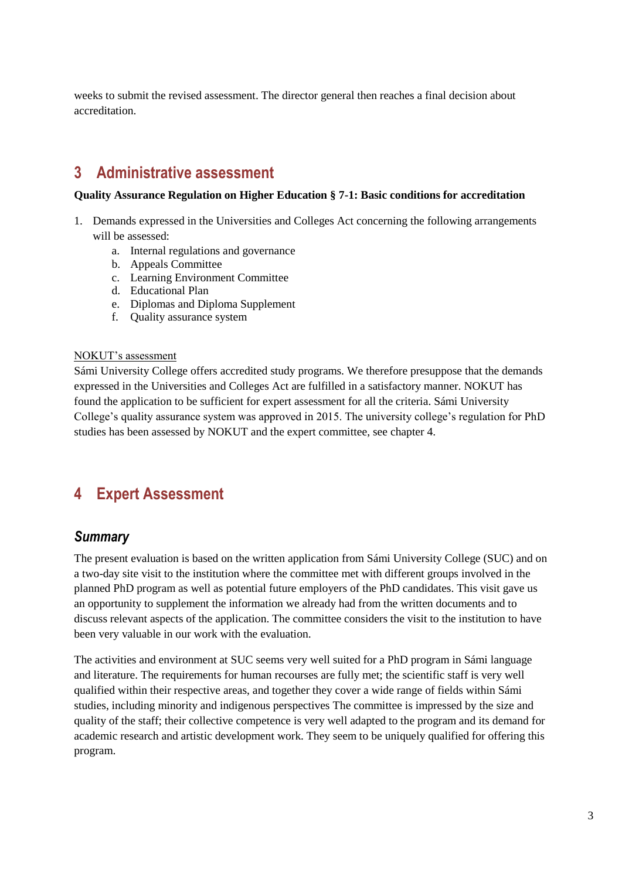weeks to submit the revised assessment. The director general then reaches a final decision about accreditation.

# 3 Administrative assessment

**Quality Assurance Regulation on Higher Education § 7-1: Basic conditions for accreditation**

1. Demands expressed in the Universities and Colleges Act concerning the following arrangements will be assessed:
    a. Internal regulations and governance
    b. Appeals Committee
    c. Learning Environment Committee
    d. Educational Plan
    e. Diplomas and Diploma Supplement
    f. Quality assurance system

NOKUT's assessment
Sámi University College offers accredited study programs. We therefore presuppose that the demands expressed in the Universities and Colleges Act are fulfilled in a satisfactory manner. NOKUT has found the application to be sufficient for expert assessment for all the criteria. Sámi University College's quality assurance system was approved in 2015. The university college's regulation for PhD studies has been assessed by NOKUT and the expert committee, see chapter 4.

# 4 Expert Assessment

## *Summary*

The present evaluation is based on the written application from Sámi University College (SUC) and on a two-day site visit to the institution where the committee met with different groups involved in the planned PhD program as well as potential future employers of the PhD candidates. This visit gave us an opportunity to supplement the information we already had from the written documents and to discuss relevant aspects of the application. The committee considers the visit to the institution to have been very valuable in our work with the evaluation.

The activities and environment at SUC seems very well suited for a PhD program in Sámi language and literature. The requirements for human recourses are fully met; the scientific staff is very well qualified within their respective areas, and together they cover a wide range of fields within Sámi studies, including minority and indigenous perspectives The committee is impressed by the size and quality of the staff; their collective competence is very well adapted to the program and its demand for academic research and artistic development work. They seem to be uniquely qualified for offering this program.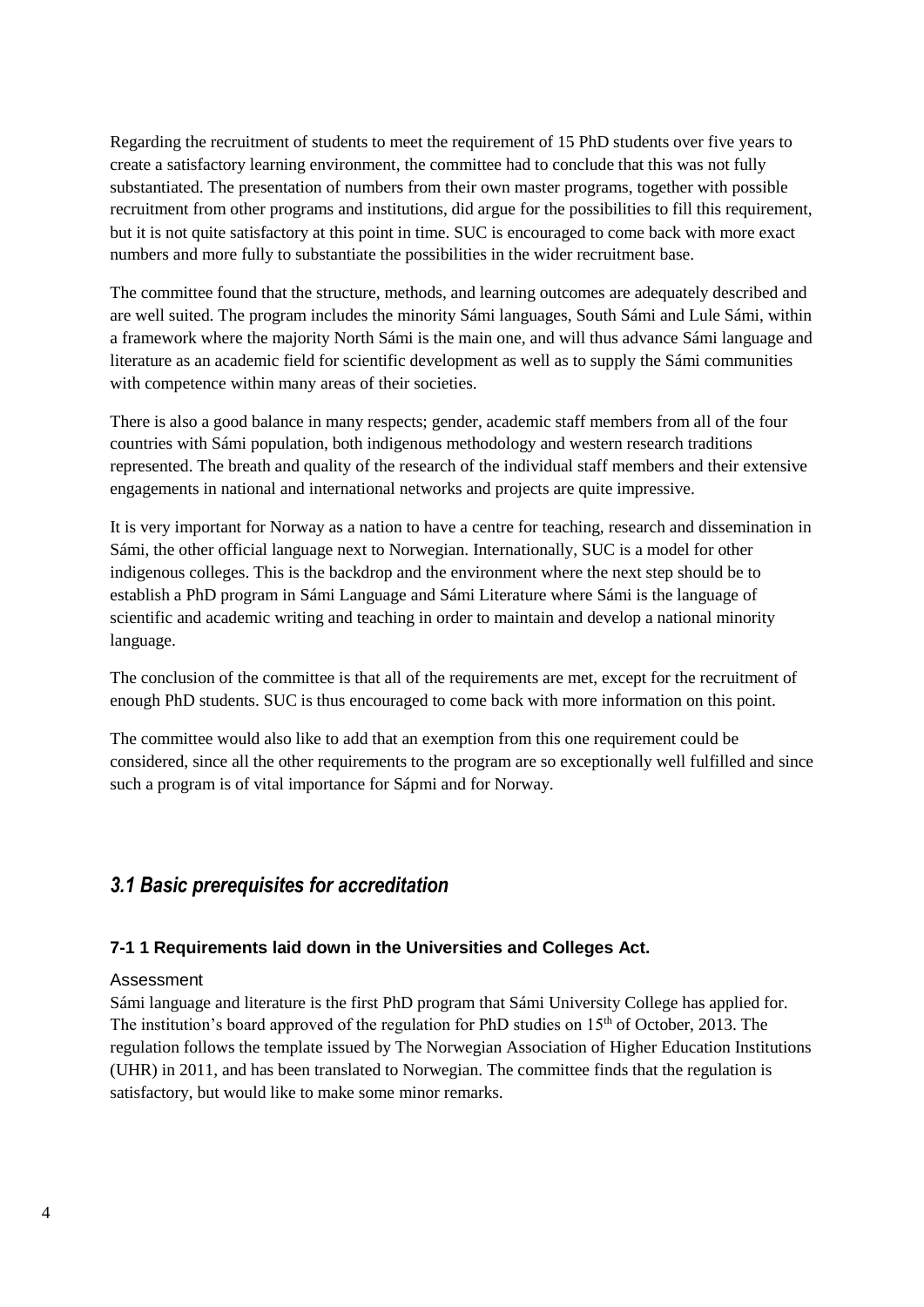Regarding the recruitment of students to meet the requirement of 15 PhD students over five years to create a satisfactory learning environment, the committee had to conclude that this was not fully substantiated. The presentation of numbers from their own master programs, together with possible recruitment from other programs and institutions, did argue for the possibilities to fill this requirement, but it is not quite satisfactory at this point in time. SUC is encouraged to come back with more exact numbers and more fully to substantiate the possibilities in the wider recruitment base.

The committee found that the structure, methods, and learning outcomes are adequately described and are well suited. The program includes the minority Sámi languages, South Sámi and Lule Sámi, within a framework where the majority North Sámi is the main one, and will thus advance Sámi language and literature as an academic field for scientific development as well as to supply the Sámi communities with competence within many areas of their societies.

There is also a good balance in many respects; gender, academic staff members from all of the four countries with Sámi population, both indigenous methodology and western research traditions represented. The breath and quality of the research of the individual staff members and their extensive engagements in national and international networks and projects are quite impressive.

It is very important for Norway as a nation to have a centre for teaching, research and dissemination in Sámi, the other official language next to Norwegian. Internationally, SUC is a model for other indigenous colleges. This is the backdrop and the environment where the next step should be to establish a PhD program in Sámi Language and Sámi Literature where Sámi is the language of scientific and academic writing and teaching in order to maintain and develop a national minority language.

The conclusion of the committee is that all of the requirements are met, except for the recruitment of enough PhD students. SUC is thus encouraged to come back with more information on this point.

The committee would also like to add that an exemption from this one requirement could be considered, since all the other requirements to the program are so exceptionally well fulfilled and since such a program is of vital importance for Sápmi and for Norway.

## *3.1 Basic prerequisites for accreditation*

### 7-1 1 Requirements laid down in the Universities and Colleges Act.

Assessment

Sámi language and literature is the first PhD program that Sámi University College has applied for. The institution's board approved of the regulation for PhD studies on 15th of October, 2013. The regulation follows the template issued by The Norwegian Association of Higher Education Institutions (UHR) in 2011, and has been translated to Norwegian. The committee finds that the regulation is satisfactory, but would like to make some minor remarks.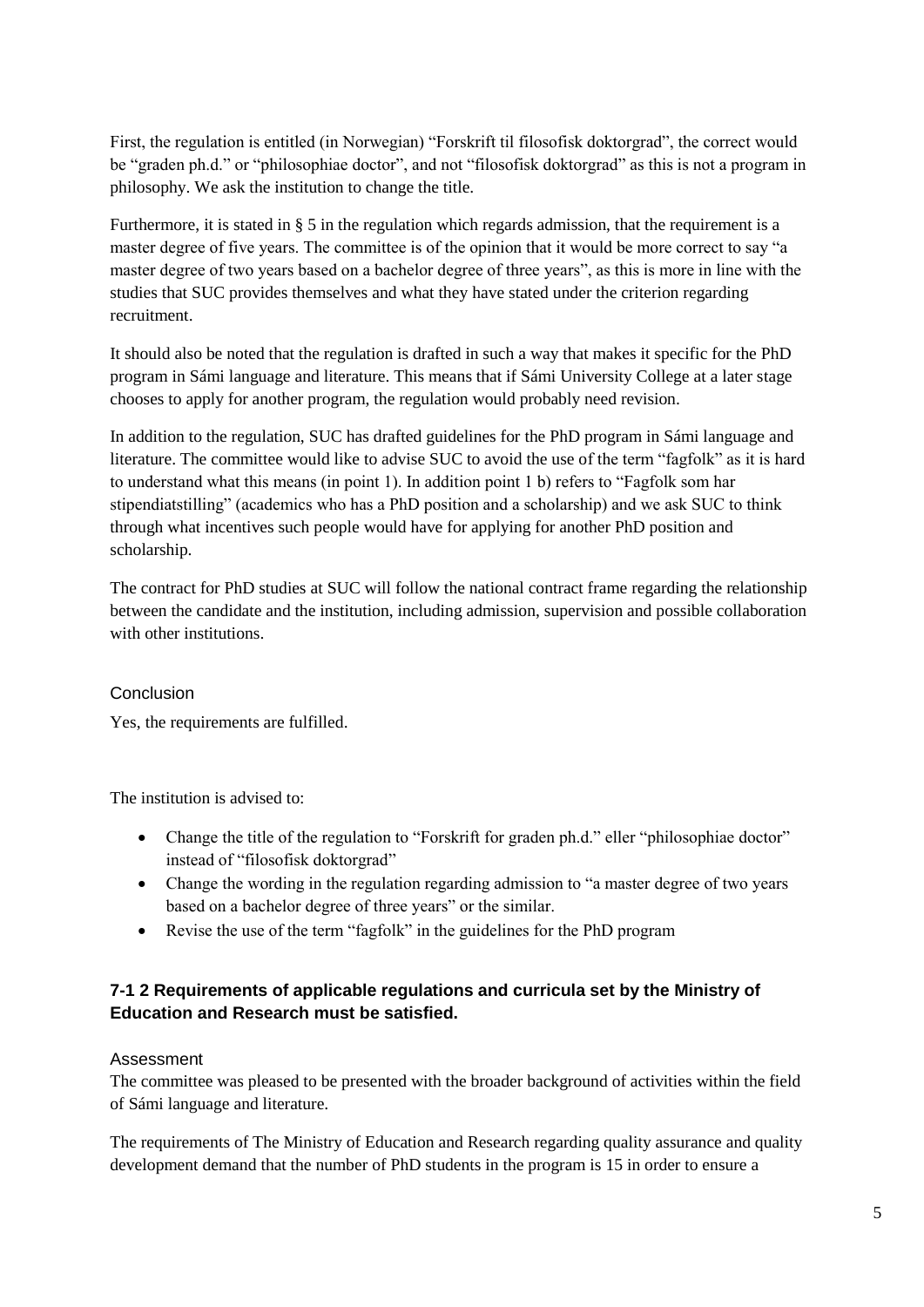First, the regulation is entitled (in Norwegian) "Forskrift til filosofisk doktorgrad", the correct would be "graden ph.d." or "philosophiae doctor", and not "filosofisk doktorgrad" as this is not a program in philosophy. We ask the institution to change the title.

Furthermore, it is stated in § 5 in the regulation which regards admission, that the requirement is a master degree of five years. The committee is of the opinion that it would be more correct to say "a master degree of two years based on a bachelor degree of three years", as this is more in line with the studies that SUC provides themselves and what they have stated under the criterion regarding recruitment.

It should also be noted that the regulation is drafted in such a way that makes it specific for the PhD program in Sámi language and literature. This means that if Sámi University College at a later stage chooses to apply for another program, the regulation would probably need revision.

In addition to the regulation, SUC has drafted guidelines for the PhD program in Sámi language and literature. The committee would like to advise SUC to avoid the use of the term "fagfolk" as it is hard to understand what this means (in point 1). In addition point 1 b) refers to "Fagfolk som har stipendiatstilling" (academics who has a PhD position and a scholarship) and we ask SUC to think through what incentives such people would have for applying for another PhD position and scholarship.

The contract for PhD studies at SUC will follow the national contract frame regarding the relationship between the candidate and the institution, including admission, supervision and possible collaboration with other institutions.

### Conclusion

Yes, the requirements are fulfilled.

The institution is advised to:

- Change the title of the regulation to "Forskrift for graden ph.d." eller "philosophiae doctor" instead of "filosofisk doktorgrad"
- Change the wording in the regulation regarding admission to "a master degree of two years based on a bachelor degree of three years" or the similar.
- Revise the use of the term "fagfolk" in the guidelines for the PhD program

## 7-1 2 Requirements of applicable regulations and curricula set by the Ministry of Education and Research must be satisfied.

### Assessment

The committee was pleased to be presented with the broader background of activities within the field of Sámi language and literature.

The requirements of The Ministry of Education and Research regarding quality assurance and quality development demand that the number of PhD students in the program is 15 in order to ensure a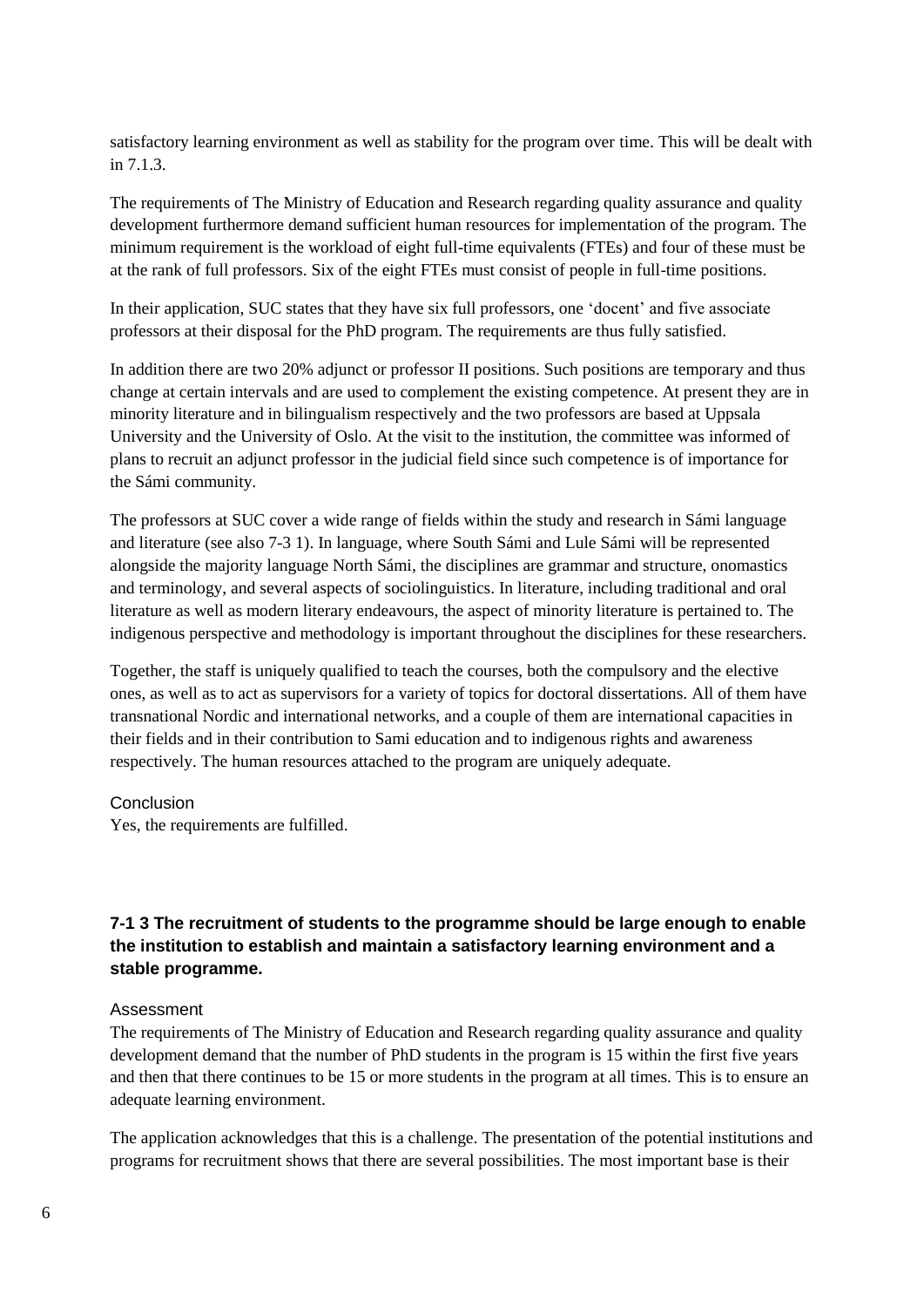satisfactory learning environment as well as stability for the program over time. This will be dealt with in 7.1.3.

The requirements of The Ministry of Education and Research regarding quality assurance and quality development furthermore demand sufficient human resources for implementation of the program. The minimum requirement is the workload of eight full-time equivalents (FTEs) and four of these must be at the rank of full professors. Six of the eight FTEs must consist of people in full-time positions.

In their application, SUC states that they have six full professors, one 'docent' and five associate professors at their disposal for the PhD program. The requirements are thus fully satisfied.

In addition there are two 20% adjunct or professor II positions. Such positions are temporary and thus change at certain intervals and are used to complement the existing competence. At present they are in minority literature and in bilingualism respectively and the two professors are based at Uppsala University and the University of Oslo. At the visit to the institution, the committee was informed of plans to recruit an adjunct professor in the judicial field since such competence is of importance for the Sámi community.

The professors at SUC cover a wide range of fields within the study and research in Sámi language and literature (see also 7-3 1). In language, where South Sámi and Lule Sámi will be represented alongside the majority language North Sámi, the disciplines are grammar and structure, onomastics and terminology, and several aspects of sociolinguistics. In literature, including traditional and oral literature as well as modern literary endeavours, the aspect of minority literature is pertained to. The indigenous perspective and methodology is important throughout the disciplines for these researchers.

Together, the staff is uniquely qualified to teach the courses, both the compulsory and the elective ones, as well as to act as supervisors for a variety of topics for doctoral dissertations. All of them have transnational Nordic and international networks, and a couple of them are international capacities in their fields and in their contribution to Sami education and to indigenous rights and awareness respectively. The human resources attached to the program are uniquely adequate.

#### Conclusion

Yes, the requirements are fulfilled.

### 7-1 3 The recruitment of students to the programme should be large enough to enable the institution to establish and maintain a satisfactory learning environment and a stable programme.

#### Assessment

The requirements of The Ministry of Education and Research regarding quality assurance and quality development demand that the number of PhD students in the program is 15 within the first five years and then that there continues to be 15 or more students in the program at all times. This is to ensure an adequate learning environment.

The application acknowledges that this is a challenge. The presentation of the potential institutions and programs for recruitment shows that there are several possibilities. The most important base is their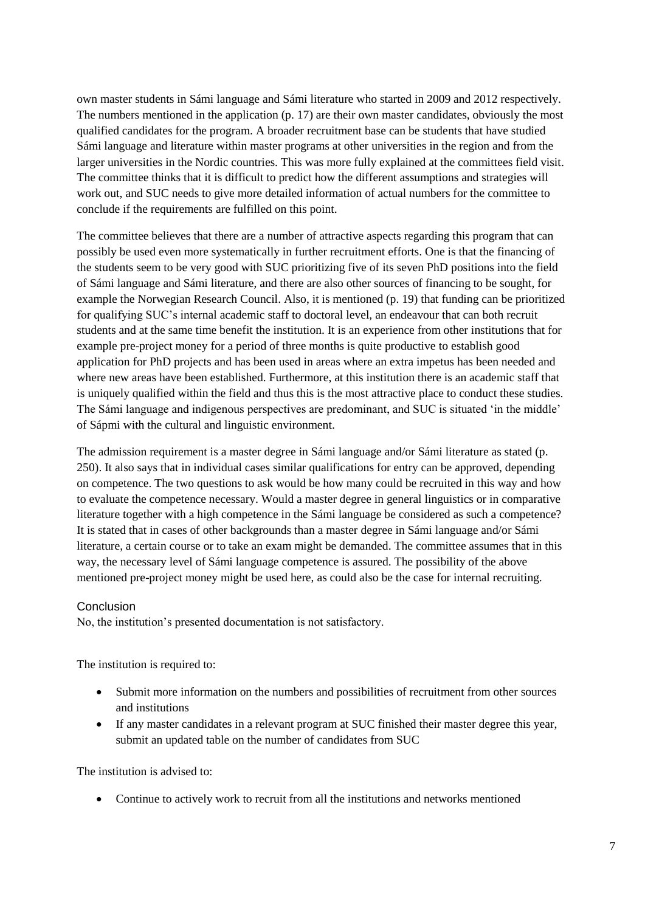own master students in Sámi language and Sámi literature who started in 2009 and 2012 respectively. The numbers mentioned in the application (p. 17) are their own master candidates, obviously the most qualified candidates for the program. A broader recruitment base can be students that have studied Sámi language and literature within master programs at other universities in the region and from the larger universities in the Nordic countries. This was more fully explained at the committees field visit. The committee thinks that it is difficult to predict how the different assumptions and strategies will work out, and SUC needs to give more detailed information of actual numbers for the committee to conclude if the requirements are fulfilled on this point.

The committee believes that there are a number of attractive aspects regarding this program that can possibly be used even more systematically in further recruitment efforts. One is that the financing of the students seem to be very good with SUC prioritizing five of its seven PhD positions into the field of Sámi language and Sámi literature, and there are also other sources of financing to be sought, for example the Norwegian Research Council. Also, it is mentioned (p. 19) that funding can be prioritized for qualifying SUC's internal academic staff to doctoral level, an endeavour that can both recruit students and at the same time benefit the institution. It is an experience from other institutions that for example pre-project money for a period of three months is quite productive to establish good application for PhD projects and has been used in areas where an extra impetus has been needed and where new areas have been established. Furthermore, at this institution there is an academic staff that is uniquely qualified within the field and thus this is the most attractive place to conduct these studies. The Sámi language and indigenous perspectives are predominant, and SUC is situated 'in the middle' of Sápmi with the cultural and linguistic environment.

The admission requirement is a master degree in Sámi language and/or Sámi literature as stated (p. 250). It also says that in individual cases similar qualifications for entry can be approved, depending on competence. The two questions to ask would be how many could be recruited in this way and how to evaluate the competence necessary. Would a master degree in general linguistics or in comparative literature together with a high competence in the Sámi language be considered as such a competence? It is stated that in cases of other backgrounds than a master degree in Sámi language and/or Sámi literature, a certain course or to take an exam might be demanded. The committee assumes that in this way, the necessary level of Sámi language competence is assured. The possibility of the above mentioned pre-project money might be used here, as could also be the case for internal recruiting.

### Conclusion

No, the institution's presented documentation is not satisfactory.

The institution is required to:

- Submit more information on the numbers and possibilities of recruitment from other sources and institutions
- If any master candidates in a relevant program at SUC finished their master degree this year, submit an updated table on the number of candidates from SUC

The institution is advised to:

- Continue to actively work to recruit from all the institutions and networks mentioned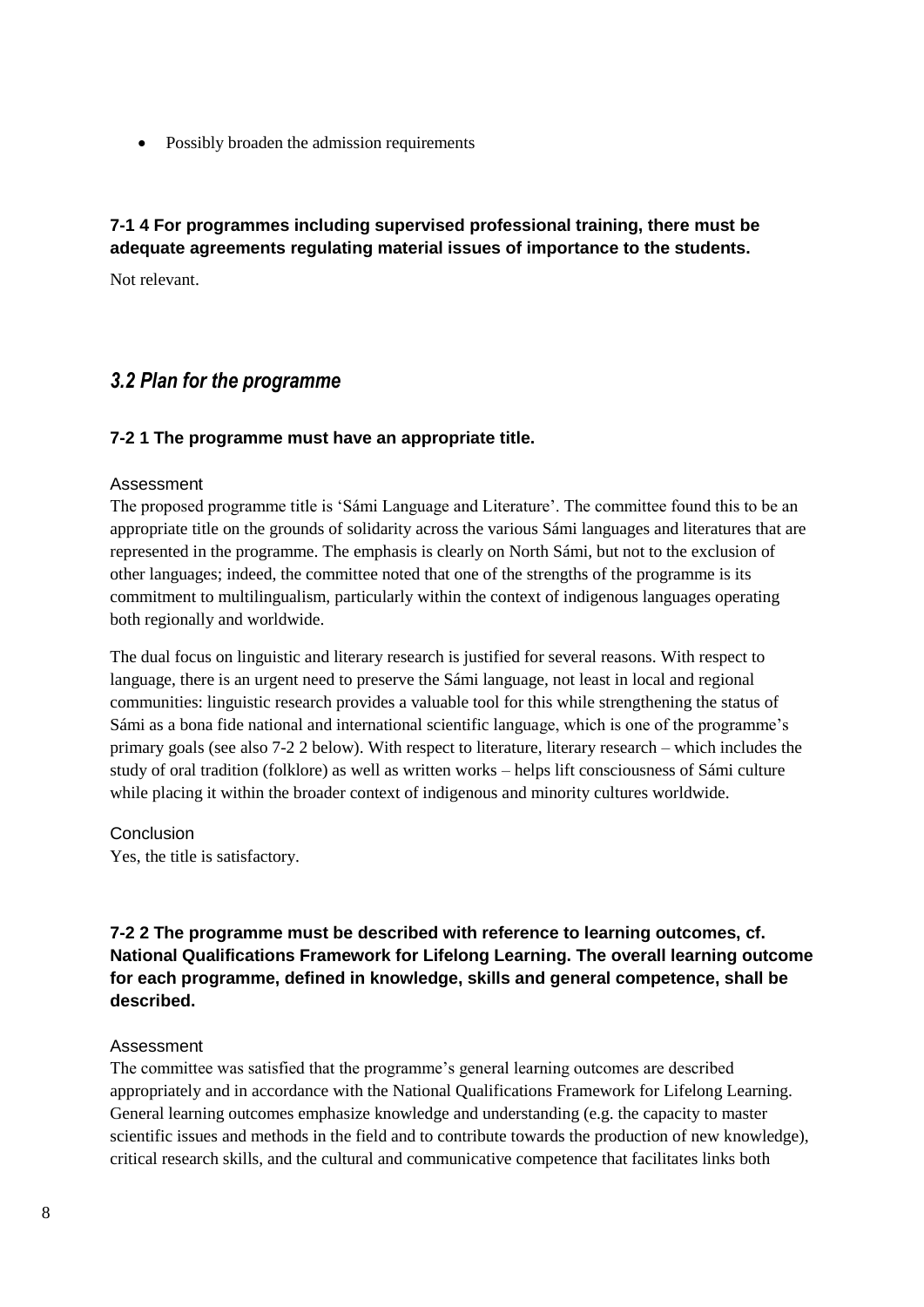- Possibly broaden the admission requirements

### 7-1 4 For programmes including supervised professional training, there must be adequate agreements regulating material issues of importance to the students.

Not relevant.

## *3.2 Plan for the programme*

### 7-2 1 The programme must have an appropriate title.

Assessment

The proposed programme title is 'Sámi Language and Literature'. The committee found this to be an appropriate title on the grounds of solidarity across the various Sámi languages and literatures that are represented in the programme. The emphasis is clearly on North Sámi, but not to the exclusion of other languages; indeed, the committee noted that one of the strengths of the programme is its commitment to multilingualism, particularly within the context of indigenous languages operating both regionally and worldwide.

The dual focus on linguistic and literary research is justified for several reasons. With respect to language, there is an urgent need to preserve the Sámi language, not least in local and regional communities: linguistic research provides a valuable tool for this while strengthening the status of Sámi as a bona fide national and international scientific language, which is one of the programme's primary goals (see also 7-2 2 below). With respect to literature, literary research – which includes the study of oral tradition (folklore) as well as written works – helps lift consciousness of Sámi culture while placing it within the broader context of indigenous and minority cultures worldwide.

Conclusion

Yes, the title is satisfactory.

### 7-2 2 The programme must be described with reference to learning outcomes, cf. National Qualifications Framework for Lifelong Learning. The overall learning outcome for each programme, defined in knowledge, skills and general competence, shall be described.

Assessment

The committee was satisfied that the programme's general learning outcomes are described appropriately and in accordance with the National Qualifications Framework for Lifelong Learning. General learning outcomes emphasize knowledge and understanding (e.g. the capacity to master scientific issues and methods in the field and to contribute towards the production of new knowledge), critical research skills, and the cultural and communicative competence that facilitates links both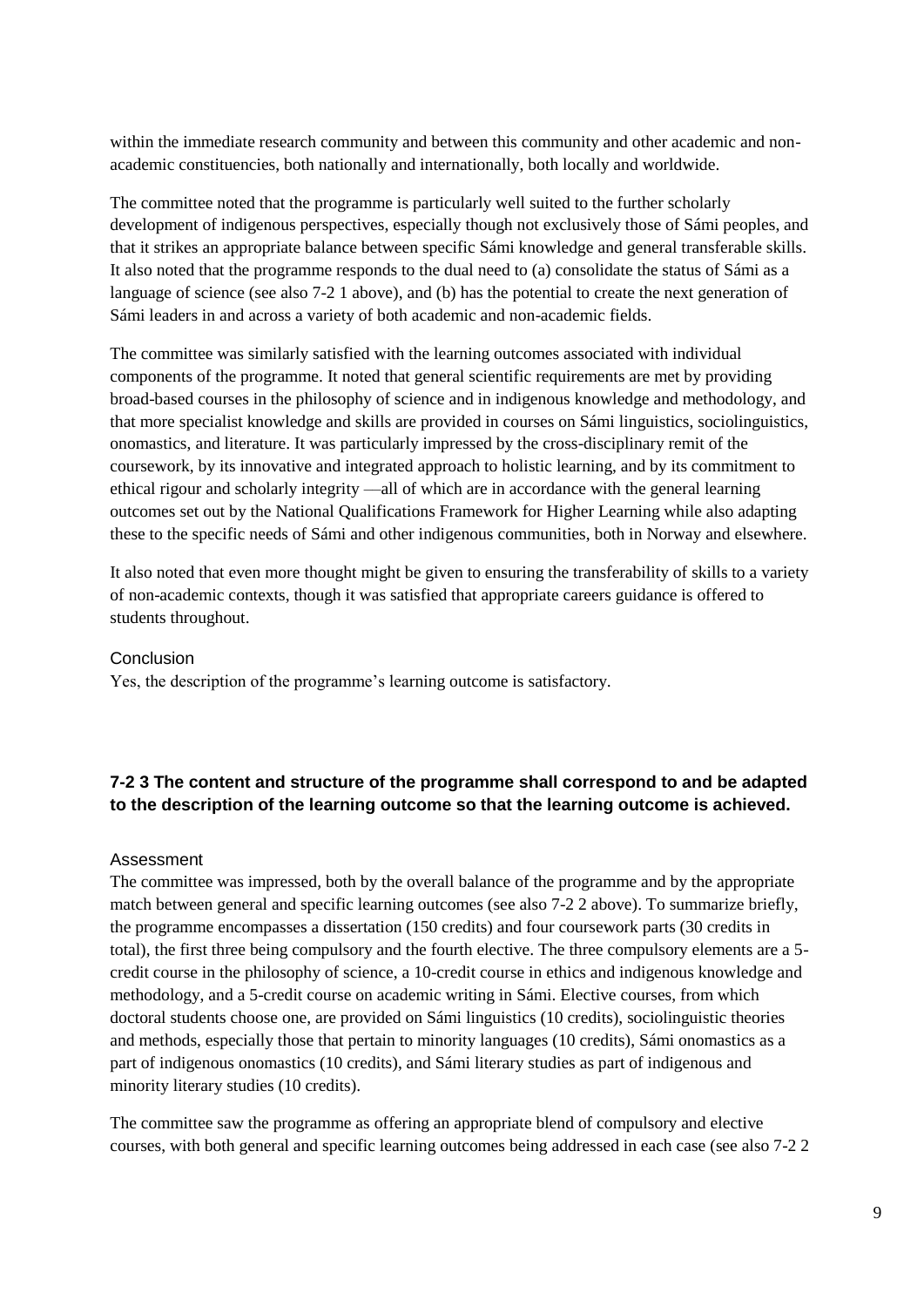within the immediate research community and between this community and other academic and non-academic constituencies, both nationally and internationally, both locally and worldwide.

The committee noted that the programme is particularly well suited to the further scholarly development of indigenous perspectives, especially though not exclusively those of Sámi peoples, and that it strikes an appropriate balance between specific Sámi knowledge and general transferable skills. It also noted that the programme responds to the dual need to (a) consolidate the status of Sámi as a language of science (see also 7-2 1 above), and (b) has the potential to create the next generation of Sámi leaders in and across a variety of both academic and non-academic fields.

The committee was similarly satisfied with the learning outcomes associated with individual components of the programme. It noted that general scientific requirements are met by providing broad-based courses in the philosophy of science and in indigenous knowledge and methodology, and that more specialist knowledge and skills are provided in courses on Sámi linguistics, sociolinguistics, onomastics, and literature. It was particularly impressed by the cross-disciplinary remit of the coursework, by its innovative and integrated approach to holistic learning, and by its commitment to ethical rigour and scholarly integrity —all of which are in accordance with the general learning outcomes set out by the National Qualifications Framework for Higher Learning while also adapting these to the specific needs of Sámi and other indigenous communities, both in Norway and elsewhere.

It also noted that even more thought might be given to ensuring the transferability of skills to a variety of non-academic contexts, though it was satisfied that appropriate careers guidance is offered to students throughout.

#### Conclusion

Yes, the description of the programme's learning outcome is satisfactory.

### 7-2 3 The content and structure of the programme shall correspond to and be adapted to the description of the learning outcome so that the learning outcome is achieved.

#### Assessment

The committee was impressed, both by the overall balance of the programme and by the appropriate match between general and specific learning outcomes (see also 7-2 2 above). To summarize briefly, the programme encompasses a dissertation (150 credits) and four coursework parts (30 credits in total), the first three being compulsory and the fourth elective. The three compulsory elements are a 5-credit course in the philosophy of science, a 10-credit course in ethics and indigenous knowledge and methodology, and a 5-credit course on academic writing in Sámi. Elective courses, from which doctoral students choose one, are provided on Sámi linguistics (10 credits), sociolinguistic theories and methods, especially those that pertain to minority languages (10 credits), Sámi onomastics as a part of indigenous onomastics (10 credits), and Sámi literary studies as part of indigenous and minority literary studies (10 credits).

The committee saw the programme as offering an appropriate blend of compulsory and elective courses, with both general and specific learning outcomes being addressed in each case (see also 7-2 2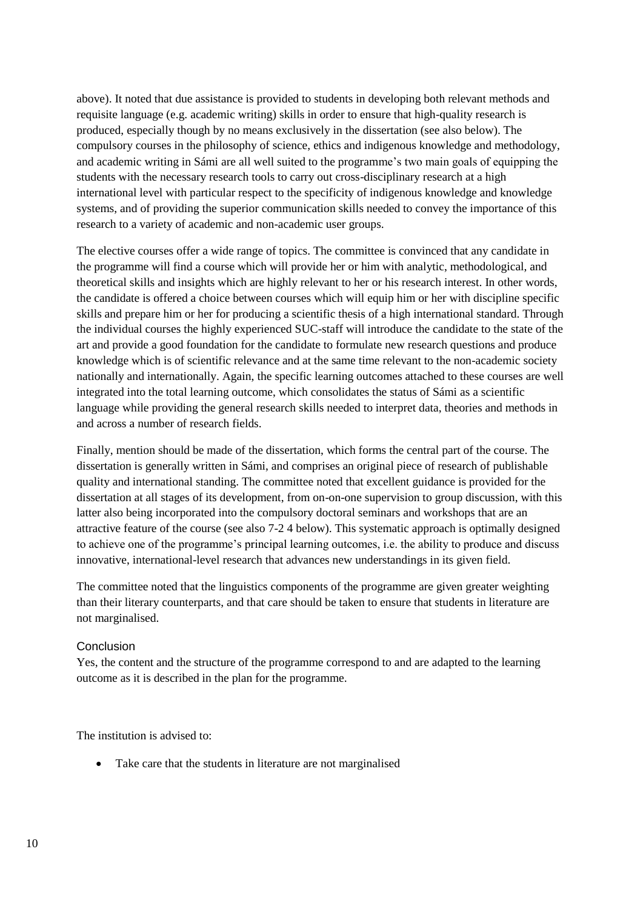above). It noted that due assistance is provided to students in developing both relevant methods and requisite language (e.g. academic writing) skills in order to ensure that high-quality research is produced, especially though by no means exclusively in the dissertation (see also below). The compulsory courses in the philosophy of science, ethics and indigenous knowledge and methodology, and academic writing in Sámi are all well suited to the programme's two main goals of equipping the students with the necessary research tools to carry out cross-disciplinary research at a high international level with particular respect to the specificity of indigenous knowledge and knowledge systems, and of providing the superior communication skills needed to convey the importance of this research to a variety of academic and non-academic user groups.

The elective courses offer a wide range of topics. The committee is convinced that any candidate in the programme will find a course which will provide her or him with analytic, methodological, and theoretical skills and insights which are highly relevant to her or his research interest. In other words, the candidate is offered a choice between courses which will equip him or her with discipline specific skills and prepare him or her for producing a scientific thesis of a high international standard. Through the individual courses the highly experienced SUC-staff will introduce the candidate to the state of the art and provide a good foundation for the candidate to formulate new research questions and produce knowledge which is of scientific relevance and at the same time relevant to the non-academic society nationally and internationally. Again, the specific learning outcomes attached to these courses are well integrated into the total learning outcome, which consolidates the status of Sámi as a scientific language while providing the general research skills needed to interpret data, theories and methods in and across a number of research fields.

Finally, mention should be made of the dissertation, which forms the central part of the course. The dissertation is generally written in Sámi, and comprises an original piece of research of publishable quality and international standing. The committee noted that excellent guidance is provided for the dissertation at all stages of its development, from on-on-one supervision to group discussion, with this latter also being incorporated into the compulsory doctoral seminars and workshops that are an attractive feature of the course (see also 7-2 4 below). This systematic approach is optimally designed to achieve one of the programme's principal learning outcomes, i.e. the ability to produce and discuss innovative, international-level research that advances new understandings in its given field.

The committee noted that the linguistics components of the programme are given greater weighting than their literary counterparts, and that care should be taken to ensure that students in literature are not marginalised.

### Conclusion

Yes, the content and the structure of the programme correspond to and are adapted to the learning outcome as it is described in the plan for the programme.

The institution is advised to:

- Take care that the students in literature are not marginalised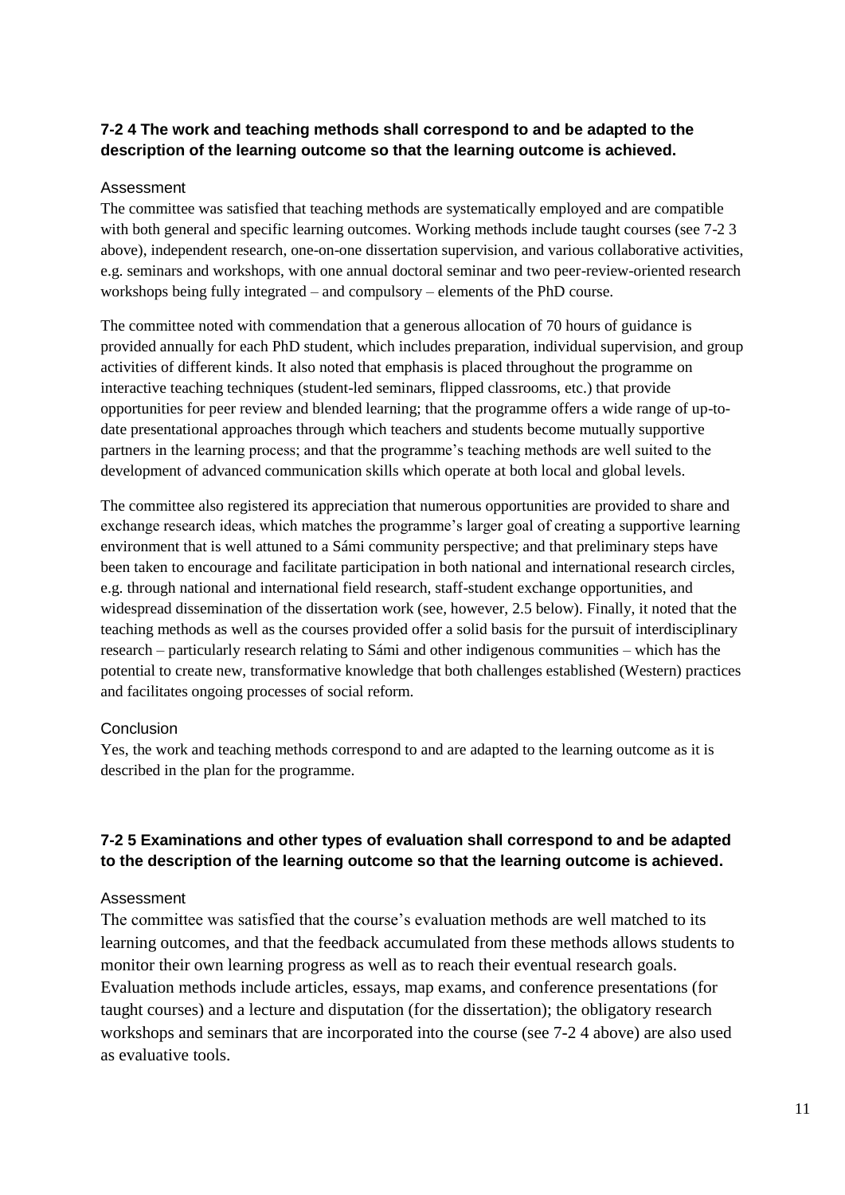### 7-2 4 The work and teaching methods shall correspond to and be adapted to the description of the learning outcome so that the learning outcome is achieved.

Assessment

The committee was satisfied that teaching methods are systematically employed and are compatible with both general and specific learning outcomes. Working methods include taught courses (see 7-2 3 above), independent research, one-on-one dissertation supervision, and various collaborative activities, e.g. seminars and workshops, with one annual doctoral seminar and two peer-review-oriented research workshops being fully integrated – and compulsory – elements of the PhD course.

The committee noted with commendation that a generous allocation of 70 hours of guidance is provided annually for each PhD student, which includes preparation, individual supervision, and group activities of different kinds. It also noted that emphasis is placed throughout the programme on interactive teaching techniques (student-led seminars, flipped classrooms, etc.) that provide opportunities for peer review and blended learning; that the programme offers a wide range of up-to-date presentational approaches through which teachers and students become mutually supportive partners in the learning process; and that the programme's teaching methods are well suited to the development of advanced communication skills which operate at both local and global levels.

The committee also registered its appreciation that numerous opportunities are provided to share and exchange research ideas, which matches the programme's larger goal of creating a supportive learning environment that is well attuned to a Sámi community perspective; and that preliminary steps have been taken to encourage and facilitate participation in both national and international research circles, e.g. through national and international field research, staff-student exchange opportunities, and widespread dissemination of the dissertation work (see, however, 2.5 below). Finally, it noted that the teaching methods as well as the courses provided offer a solid basis for the pursuit of interdisciplinary research – particularly research relating to Sámi and other indigenous communities – which has the potential to create new, transformative knowledge that both challenges established (Western) practices and facilitates ongoing processes of social reform.

Conclusion

Yes, the work and teaching methods correspond to and are adapted to the learning outcome as it is described in the plan for the programme.

### 7-2 5 Examinations and other types of evaluation shall correspond to and be adapted to the description of the learning outcome so that the learning outcome is achieved.

Assessment

The committee was satisfied that the course's evaluation methods are well matched to its learning outcomes, and that the feedback accumulated from these methods allows students to monitor their own learning progress as well as to reach their eventual research goals. Evaluation methods include articles, essays, map exams, and conference presentations (for taught courses) and a lecture and disputation (for the dissertation); the obligatory research workshops and seminars that are incorporated into the course (see 7-2 4 above) are also used as evaluative tools.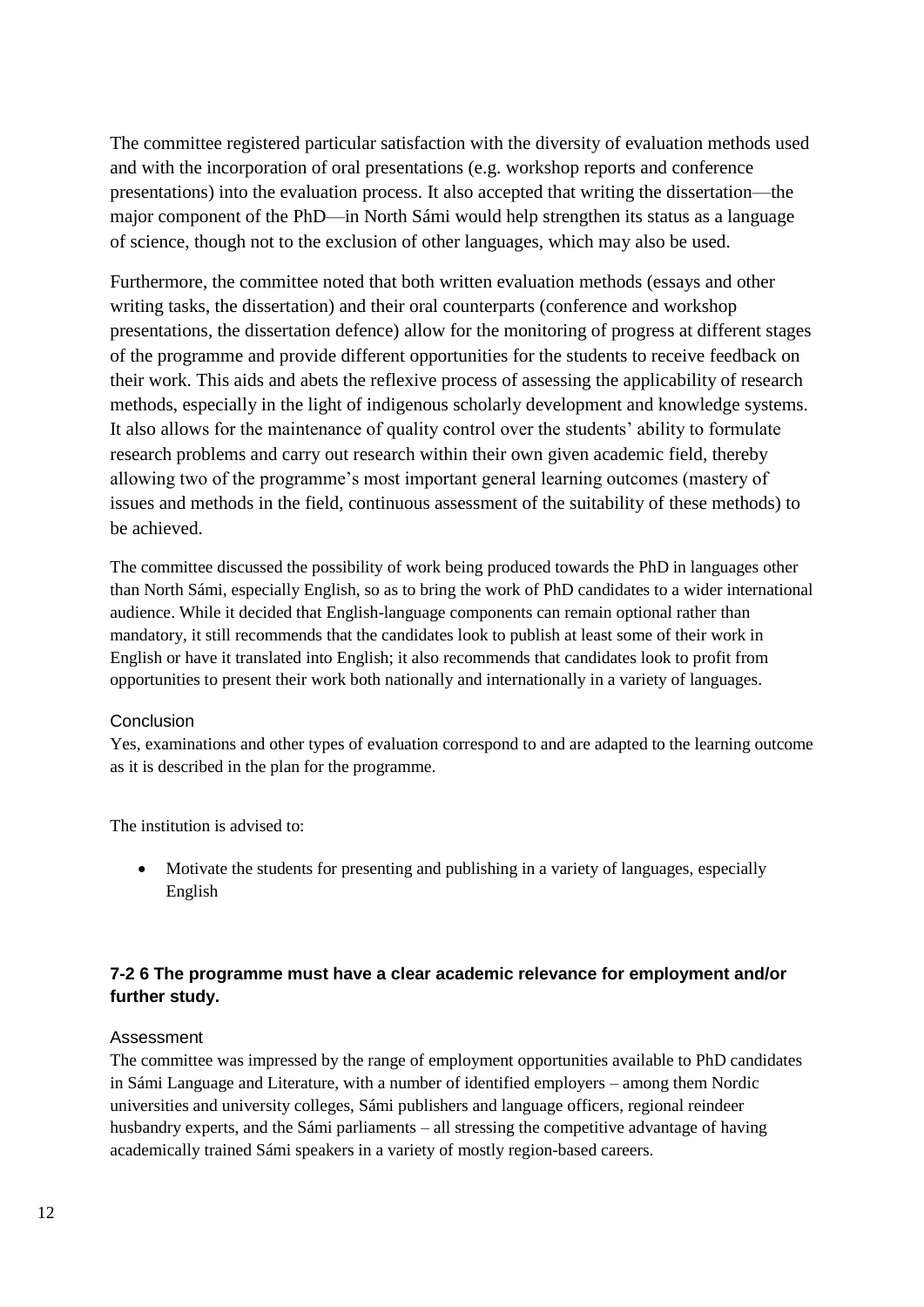The committee registered particular satisfaction with the diversity of evaluation methods used and with the incorporation of oral presentations (e.g. workshop reports and conference presentations) into the evaluation process. It also accepted that writing the dissertation—the major component of the PhD—in North Sámi would help strengthen its status as a language of science, though not to the exclusion of other languages, which may also be used.

Furthermore, the committee noted that both written evaluation methods (essays and other writing tasks, the dissertation) and their oral counterparts (conference and workshop presentations, the dissertation defence) allow for the monitoring of progress at different stages of the programme and provide different opportunities for the students to receive feedback on their work. This aids and abets the reflexive process of assessing the applicability of research methods, especially in the light of indigenous scholarly development and knowledge systems. It also allows for the maintenance of quality control over the students' ability to formulate research problems and carry out research within their own given academic field, thereby allowing two of the programme's most important general learning outcomes (mastery of issues and methods in the field, continuous assessment of the suitability of these methods) to be achieved.

The committee discussed the possibility of work being produced towards the PhD in languages other than North Sámi, especially English, so as to bring the work of PhD candidates to a wider international audience. While it decided that English-language components can remain optional rather than mandatory, it still recommends that the candidates look to publish at least some of their work in English or have it translated into English; it also recommends that candidates look to profit from opportunities to present their work both nationally and internationally in a variety of languages.

#### Conclusion

Yes, examinations and other types of evaluation correspond to and are adapted to the learning outcome as it is described in the plan for the programme.

The institution is advised to:

- Motivate the students for presenting and publishing in a variety of languages, especially English

### 7-2 6 The programme must have a clear academic relevance for employment and/or further study.

#### Assessment

The committee was impressed by the range of employment opportunities available to PhD candidates in Sámi Language and Literature, with a number of identified employers – among them Nordic universities and university colleges, Sámi publishers and language officers, regional reindeer husbandry experts, and the Sámi parliaments – all stressing the competitive advantage of having academically trained Sámi speakers in a variety of mostly region-based careers.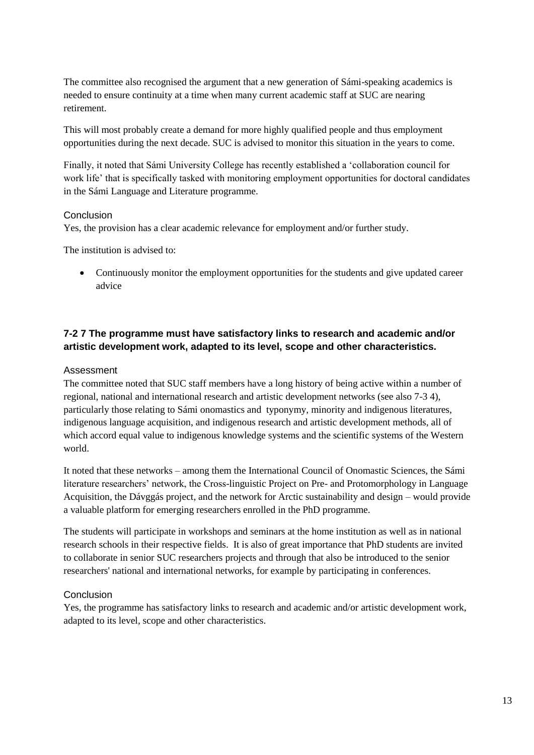The committee also recognised the argument that a new generation of Sámi-speaking academics is needed to ensure continuity at a time when many current academic staff at SUC are nearing retirement.

This will most probably create a demand for more highly qualified people and thus employment opportunities during the next decade. SUC is advised to monitor this situation in the years to come.

Finally, it noted that Sámi University College has recently established a 'collaboration council for work life' that is specifically tasked with monitoring employment opportunities for doctoral candidates in the Sámi Language and Literature programme.

#### Conclusion

Yes, the provision has a clear academic relevance for employment and/or further study.

The institution is advised to:

- Continuously monitor the employment opportunities for the students and give updated career advice

### 7-2 7 The programme must have satisfactory links to research and academic and/or artistic development work, adapted to its level, scope and other characteristics.

#### Assessment

The committee noted that SUC staff members have a long history of being active within a number of regional, national and international research and artistic development networks (see also 7-3 4), particularly those relating to Sámi onomastics and typonymy, minority and indigenous literatures, indigenous language acquisition, and indigenous research and artistic development methods, all of which accord equal value to indigenous knowledge systems and the scientific systems of the Western world.

It noted that these networks – among them the International Council of Onomastic Sciences, the Sámi literature researchers' network, the Cross-linguistic Project on Pre- and Protomorphology in Language Acquisition, the Dávggás project, and the network for Arctic sustainability and design – would provide a valuable platform for emerging researchers enrolled in the PhD programme.

The students will participate in workshops and seminars at the home institution as well as in national research schools in their respective fields. It is also of great importance that PhD students are invited to collaborate in senior SUC researchers projects and through that also be introduced to the senior researchers' national and international networks, for example by participating in conferences.

#### Conclusion

Yes, the programme has satisfactory links to research and academic and/or artistic development work, adapted to its level, scope and other characteristics.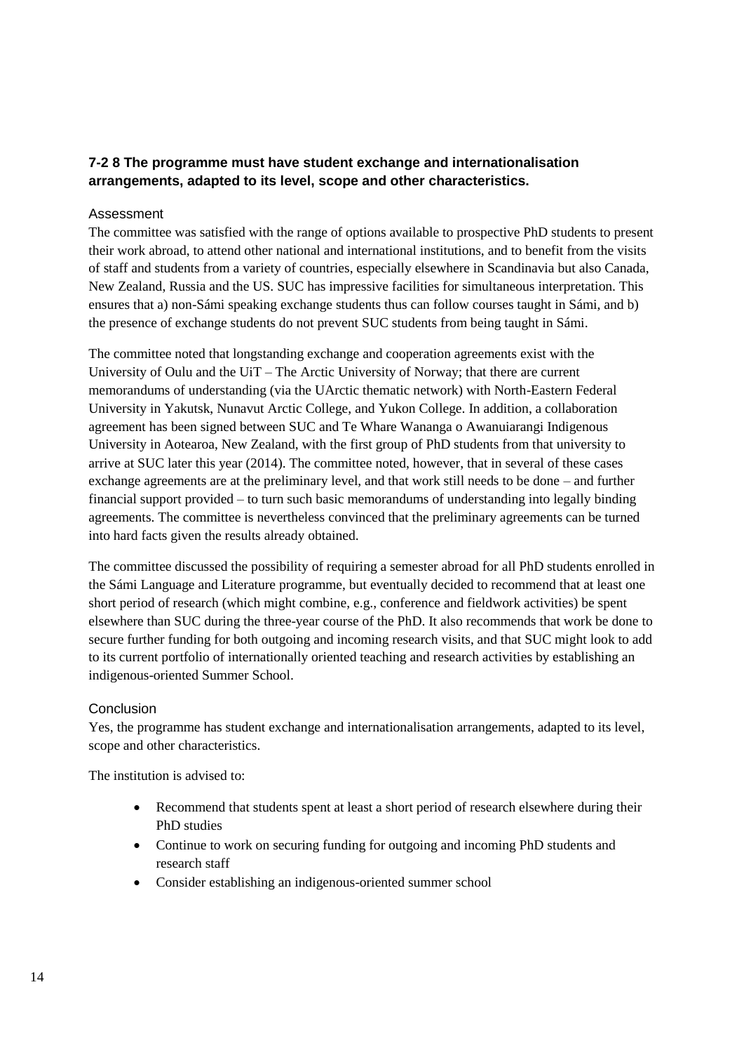### 7-2 8 The programme must have student exchange and internationalisation arrangements, adapted to its level, scope and other characteristics.

#### Assessment

The committee was satisfied with the range of options available to prospective PhD students to present their work abroad, to attend other national and international institutions, and to benefit from the visits of staff and students from a variety of countries, especially elsewhere in Scandinavia but also Canada, New Zealand, Russia and the US. SUC has impressive facilities for simultaneous interpretation. This ensures that a) non-Sámi speaking exchange students thus can follow courses taught in Sámi, and b) the presence of exchange students do not prevent SUC students from being taught in Sámi.

The committee noted that longstanding exchange and cooperation agreements exist with the University of Oulu and the UiT – The Arctic University of Norway; that there are current memorandums of understanding (via the UArctic thematic network) with North-Eastern Federal University in Yakutsk, Nunavut Arctic College, and Yukon College. In addition, a collaboration agreement has been signed between SUC and Te Whare Wananga o Awanuiarangi Indigenous University in Aotearoa, New Zealand, with the first group of PhD students from that university to arrive at SUC later this year (2014). The committee noted, however, that in several of these cases exchange agreements are at the preliminary level, and that work still needs to be done – and further financial support provided – to turn such basic memorandums of understanding into legally binding agreements. The committee is nevertheless convinced that the preliminary agreements can be turned into hard facts given the results already obtained.

The committee discussed the possibility of requiring a semester abroad for all PhD students enrolled in the Sámi Language and Literature programme, but eventually decided to recommend that at least one short period of research (which might combine, e.g., conference and fieldwork activities) be spent elsewhere than SUC during the three-year course of the PhD. It also recommends that work be done to secure further funding for both outgoing and incoming research visits, and that SUC might look to add to its current portfolio of internationally oriented teaching and research activities by establishing an indigenous-oriented Summer School.

#### Conclusion

Yes, the programme has student exchange and internationalisation arrangements, adapted to its level, scope and other characteristics.

The institution is advised to:

- Recommend that students spent at least a short period of research elsewhere during their PhD studies
- Continue to work on securing funding for outgoing and incoming PhD students and research staff
- Consider establishing an indigenous-oriented summer school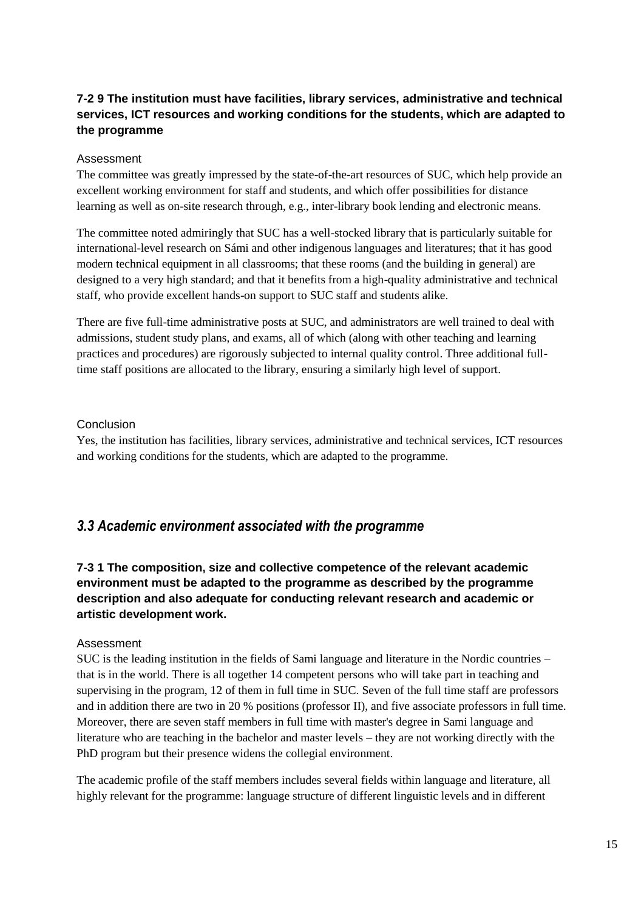### 7-2 9 The institution must have facilities, library services, administrative and technical services, ICT resources and working conditions for the students, which are adapted to the programme

#### Assessment

The committee was greatly impressed by the state-of-the-art resources of SUC, which help provide an excellent working environment for staff and students, and which offer possibilities for distance learning as well as on-site research through, e.g., inter-library book lending and electronic means.

The committee noted admiringly that SUC has a well-stocked library that is particularly suitable for international-level research on Sámi and other indigenous languages and literatures; that it has good modern technical equipment in all classrooms; that these rooms (and the building in general) are designed to a very high standard; and that it benefits from a high-quality administrative and technical staff, who provide excellent hands-on support to SUC staff and students alike.

There are five full-time administrative posts at SUC, and administrators are well trained to deal with admissions, student study plans, and exams, all of which (along with other teaching and learning practices and procedures) are rigorously subjected to internal quality control. Three additional full-time staff positions are allocated to the library, ensuring a similarly high level of support.

#### Conclusion

Yes, the institution has facilities, library services, administrative and technical services, ICT resources and working conditions for the students, which are adapted to the programme.

## *3.3 Academic environment associated with the programme*

### 7-3 1 The composition, size and collective competence of the relevant academic environment must be adapted to the programme as described by the programme description and also adequate for conducting relevant research and academic or artistic development work.

#### Assessment

SUC is the leading institution in the fields of Sami language and literature in the Nordic countries – that is in the world. There is all together 14 competent persons who will take part in teaching and supervising in the program, 12 of them in full time in SUC. Seven of the full time staff are professors and in addition there are two in 20 % positions (professor II), and five associate professors in full time. Moreover, there are seven staff members in full time with master's degree in Sami language and literature who are teaching in the bachelor and master levels – they are not working directly with the PhD program but their presence widens the collegial environment.

The academic profile of the staff members includes several fields within language and literature, all highly relevant for the programme: language structure of different linguistic levels and in different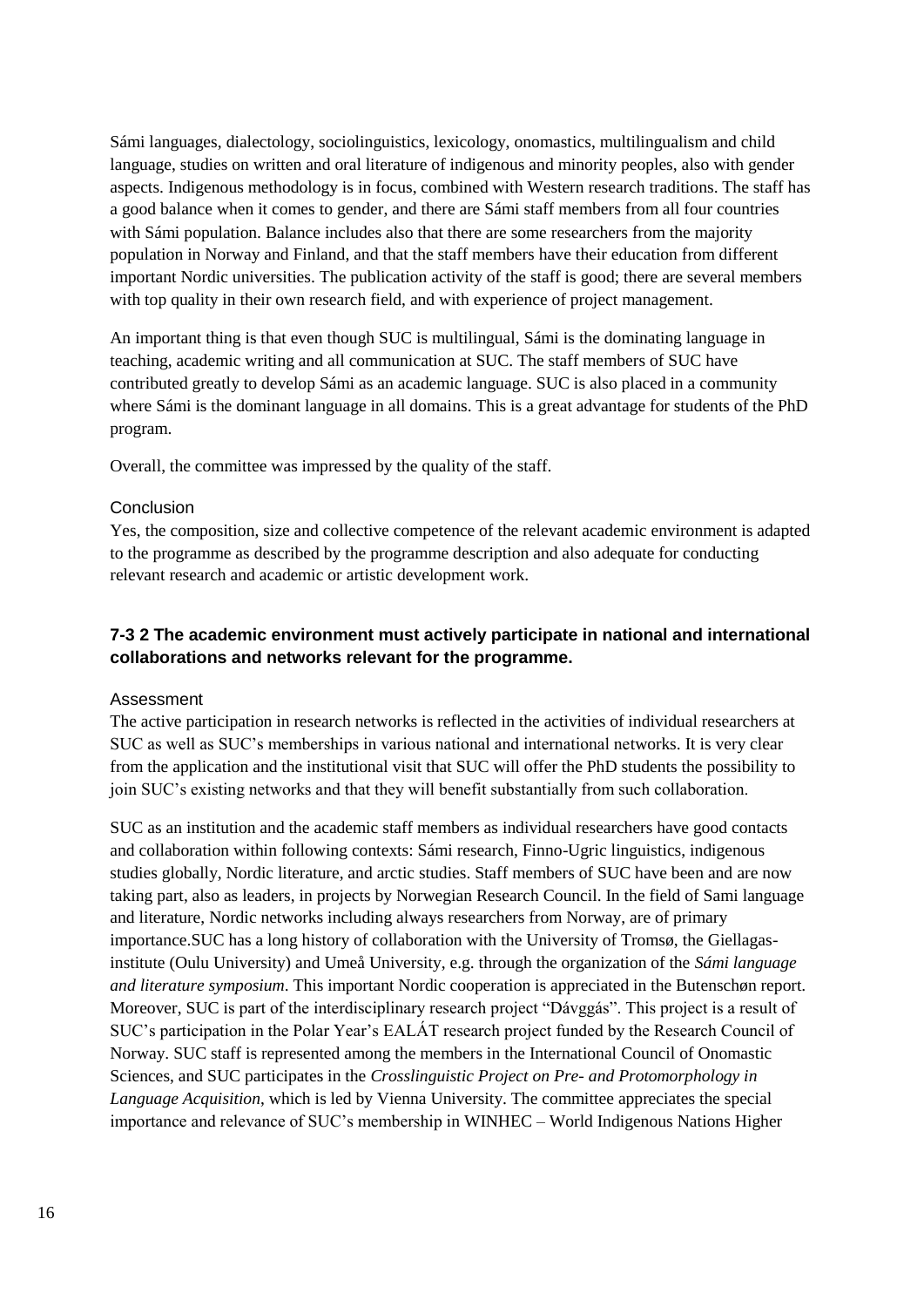Sámi languages, dialectology, sociolinguistics, lexicology, onomastics, multilingualism and child language, studies on written and oral literature of indigenous and minority peoples, also with gender aspects. Indigenous methodology is in focus, combined with Western research traditions. The staff has a good balance when it comes to gender, and there are Sámi staff members from all four countries with Sámi population. Balance includes also that there are some researchers from the majority population in Norway and Finland, and that the staff members have their education from different important Nordic universities. The publication activity of the staff is good; there are several members with top quality in their own research field, and with experience of project management.

An important thing is that even though SUC is multilingual, Sámi is the dominating language in teaching, academic writing and all communication at SUC. The staff members of SUC have contributed greatly to develop Sámi as an academic language. SUC is also placed in a community where Sámi is the dominant language in all domains. This is a great advantage for students of the PhD program.

Overall, the committee was impressed by the quality of the staff.

#### Conclusion

Yes, the composition, size and collective competence of the relevant academic environment is adapted to the programme as described by the programme description and also adequate for conducting relevant research and academic or artistic development work.

### 7-3 2 The academic environment must actively participate in national and international collaborations and networks relevant for the programme.

#### Assessment

The active participation in research networks is reflected in the activities of individual researchers at SUC as well as SUC's memberships in various national and international networks. It is very clear from the application and the institutional visit that SUC will offer the PhD students the possibility to join SUC's existing networks and that they will benefit substantially from such collaboration.

SUC as an institution and the academic staff members as individual researchers have good contacts and collaboration within following contexts: Sámi research, Finno-Ugric linguistics, indigenous studies globally, Nordic literature, and arctic studies. Staff members of SUC have been and are now taking part, also as leaders, in projects by Norwegian Research Council. In the field of Sami language and literature, Nordic networks including always researchers from Norway, are of primary importance.SUC has a long history of collaboration with the University of Tromsø, the Giellagas-institute (Oulu University) and Umeå University, e.g. through the organization of the *Sámi language and literature symposium*. This important Nordic cooperation is appreciated in the Butenschøn report. Moreover, SUC is part of the interdisciplinary research project "Dávggás". This project is a result of SUC's participation in the Polar Year's EALÁT research project funded by the Research Council of Norway. SUC staff is represented among the members in the International Council of Onomastic Sciences, and SUC participates in the *Crosslinguistic Project on Pre- and Protomorphology in Language Acquisition*, which is led by Vienna University. The committee appreciates the special importance and relevance of SUC's membership in WINHEC – World Indigenous Nations Higher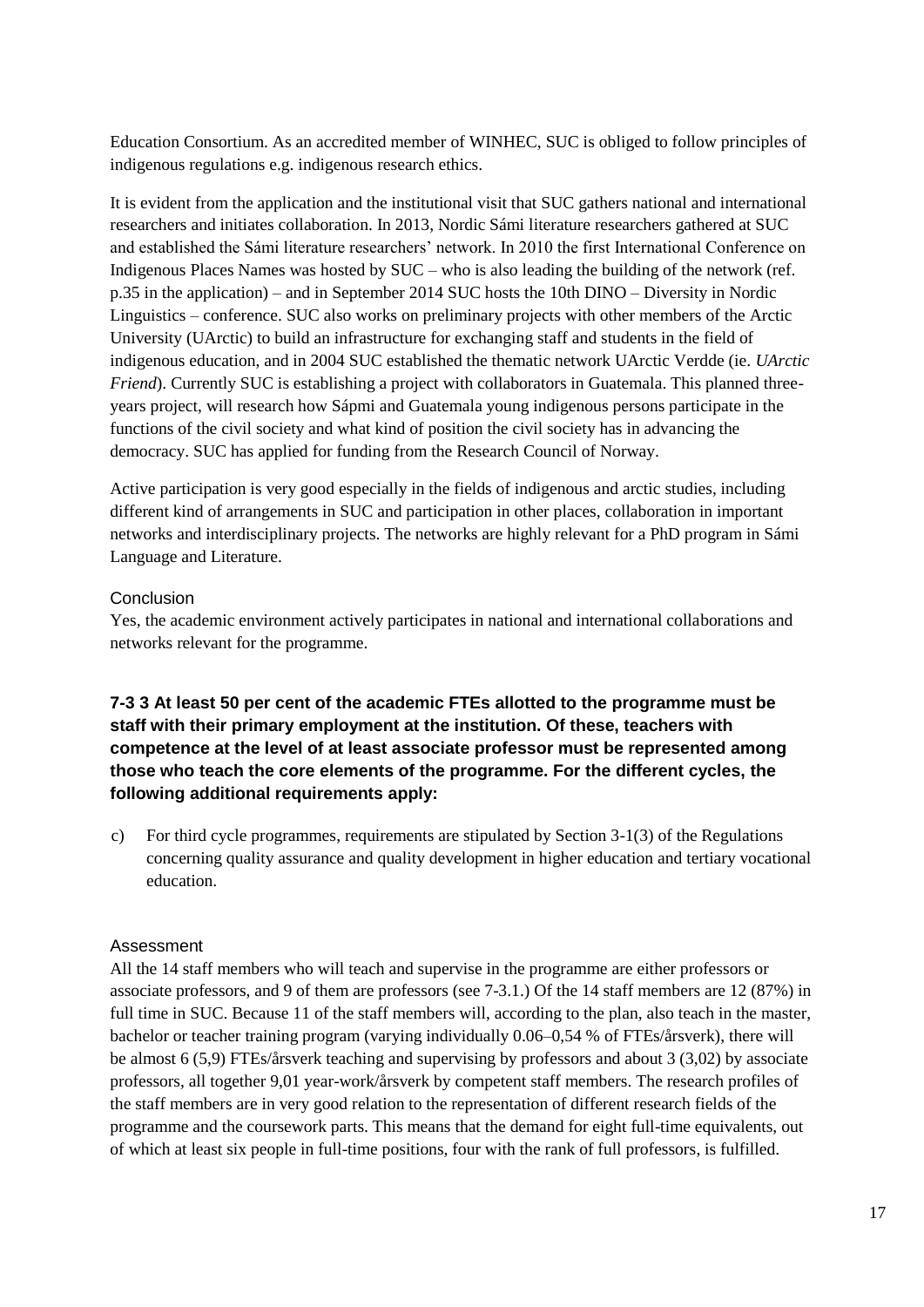Education Consortium. As an accredited member of WINHEC, SUC is obliged to follow principles of indigenous regulations e.g. indigenous research ethics.

It is evident from the application and the institutional visit that SUC gathers national and international researchers and initiates collaboration. In 2013, Nordic Sámi literature researchers gathered at SUC and established the Sámi literature researchers' network. In 2010 the first International Conference on Indigenous Places Names was hosted by SUC – who is also leading the building of the network (ref. p.35 in the application) – and in September 2014 SUC hosts the 10th DINO – Diversity in Nordic Linguistics – conference. SUC also works on preliminary projects with other members of the Arctic University (UArctic) to build an infrastructure for exchanging staff and students in the field of indigenous education, and in 2004 SUC established the thematic network UArctic Verdde (ie. *UArctic Friend*). Currently SUC is establishing a project with collaborators in Guatemala. This planned three-years project, will research how Sápmi and Guatemala young indigenous persons participate in the functions of the civil society and what kind of position the civil society has in advancing the democracy. SUC has applied for funding from the Research Council of Norway.

Active participation is very good especially in the fields of indigenous and arctic studies, including different kind of arrangements in SUC and participation in other places, collaboration in important networks and interdisciplinary projects. The networks are highly relevant for a PhD program in Sámi Language and Literature.

#### Conclusion

Yes, the academic environment actively participates in national and international collaborations and networks relevant for the programme.

### 7-3 3 At least 50 per cent of the academic FTEs allotted to the programme must be staff with their primary employment at the institution. Of these, teachers with competence at the level of at least associate professor must be represented among those who teach the core elements of the programme. For the different cycles, the following additional requirements apply:

c) For third cycle programmes, requirements are stipulated by Section 3-1(3) of the Regulations concerning quality assurance and quality development in higher education and tertiary vocational education.

#### Assessment

All the 14 staff members who will teach and supervise in the programme are either professors or associate professors, and 9 of them are professors (see 7-3.1.) Of the 14 staff members are 12 (87%) in full time in SUC. Because 11 of the staff members will, according to the plan, also teach in the master, bachelor or teacher training program (varying individually 0.06–0,54 % of FTEs/årsverk), there will be almost 6 (5,9) FTEs/årsverk teaching and supervising by professors and about 3 (3,02) by associate professors, all together 9,01 year-work/årsverk by competent staff members. The research profiles of the staff members are in very good relation to the representation of different research fields of the programme and the coursework parts. This means that the demand for eight full-time equivalents, out of which at least six people in full-time positions, four with the rank of full professors, is fulfilled.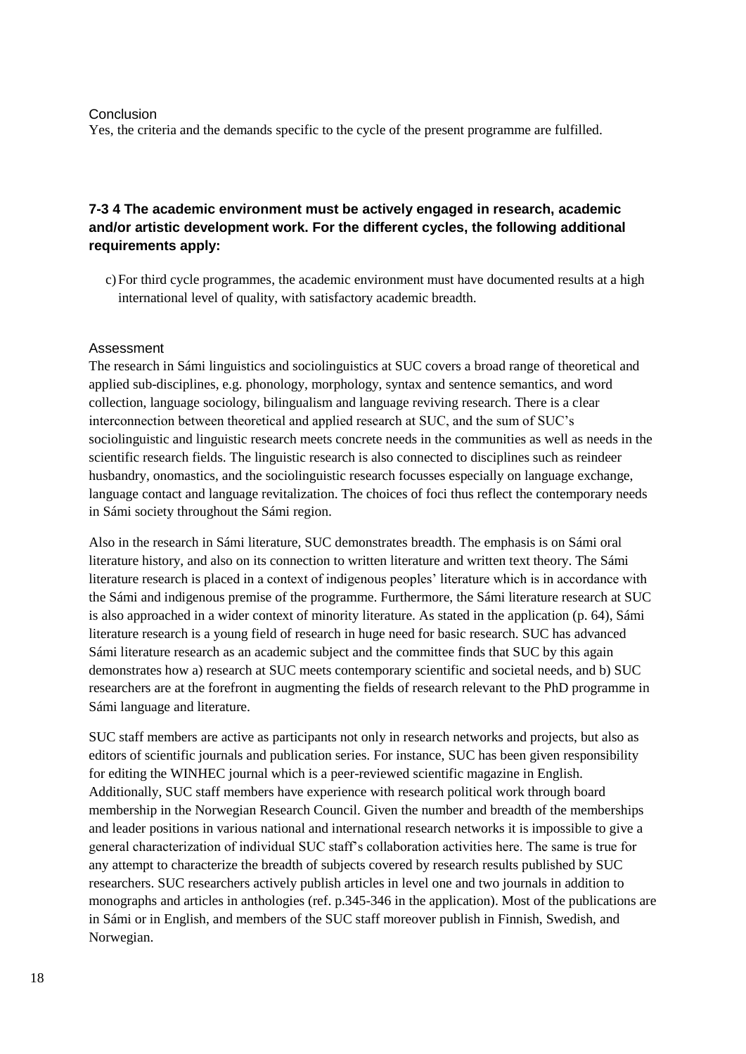Conclusion

Yes, the criteria and the demands specific to the cycle of the present programme are fulfilled.

### 7-3 4 The academic environment must be actively engaged in research, academic and/or artistic development work. For the different cycles, the following additional requirements apply:

c) For third cycle programmes, the academic environment must have documented results at a high international level of quality, with satisfactory academic breadth.

Assessment

The research in Sámi linguistics and sociolinguistics at SUC covers a broad range of theoretical and applied sub-disciplines, e.g. phonology, morphology, syntax and sentence semantics, and word collection, language sociology, bilingualism and language reviving research. There is a clear interconnection between theoretical and applied research at SUC, and the sum of SUC's sociolinguistic and linguistic research meets concrete needs in the communities as well as needs in the scientific research fields. The linguistic research is also connected to disciplines such as reindeer husbandry, onomastics, and the sociolinguistic research focusses especially on language exchange, language contact and language revitalization. The choices of foci thus reflect the contemporary needs in Sámi society throughout the Sámi region.

Also in the research in Sámi literature, SUC demonstrates breadth. The emphasis is on Sámi oral literature history, and also on its connection to written literature and written text theory. The Sámi literature research is placed in a context of indigenous peoples' literature which is in accordance with the Sámi and indigenous premise of the programme. Furthermore, the Sámi literature research at SUC is also approached in a wider context of minority literature. As stated in the application (p. 64), Sámi literature research is a young field of research in huge need for basic research. SUC has advanced Sámi literature research as an academic subject and the committee finds that SUC by this again demonstrates how a) research at SUC meets contemporary scientific and societal needs, and b) SUC researchers are at the forefront in augmenting the fields of research relevant to the PhD programme in Sámi language and literature.

SUC staff members are active as participants not only in research networks and projects, but also as editors of scientific journals and publication series. For instance, SUC has been given responsibility for editing the WINHEC journal which is a peer-reviewed scientific magazine in English. Additionally, SUC staff members have experience with research political work through board membership in the Norwegian Research Council. Given the number and breadth of the memberships and leader positions in various national and international research networks it is impossible to give a general characterization of individual SUC staff's collaboration activities here. The same is true for any attempt to characterize the breadth of subjects covered by research results published by SUC researchers. SUC researchers actively publish articles in level one and two journals in addition to monographs and articles in anthologies (ref. p.345-346 in the application). Most of the publications are in Sámi or in English, and members of the SUC staff moreover publish in Finnish, Swedish, and Norwegian.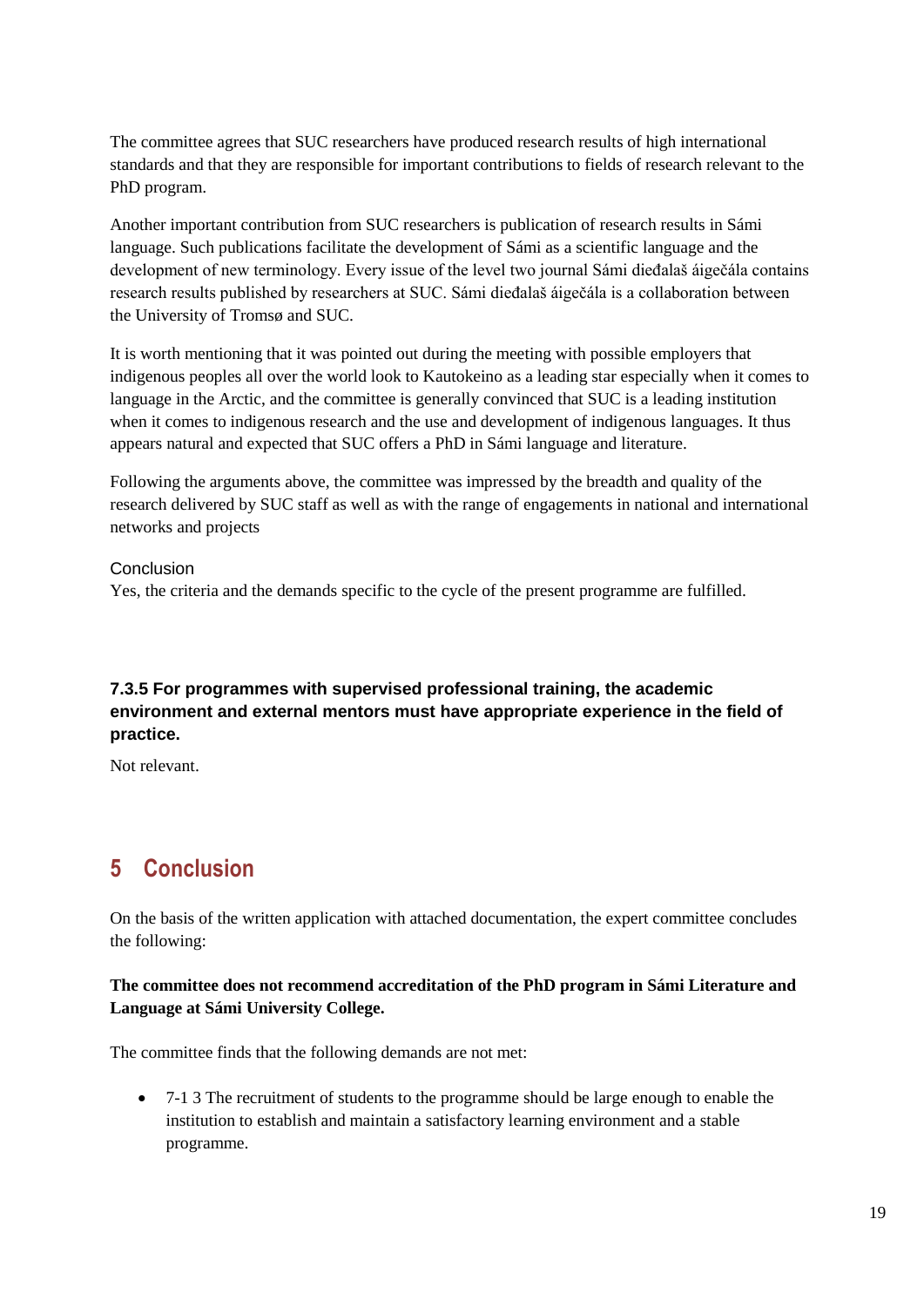The committee agrees that SUC researchers have produced research results of high international standards and that they are responsible for important contributions to fields of research relevant to the PhD program.

Another important contribution from SUC researchers is publication of research results in Sámi language. Such publications facilitate the development of Sámi as a scientific language and the development of new terminology. Every issue of the level two journal Sámi dieđalaš áigečála contains research results published by researchers at SUC. Sámi dieđalaš áigečála is a collaboration between the University of Tromsø and SUC.

It is worth mentioning that it was pointed out during the meeting with possible employers that indigenous peoples all over the world look to Kautokeino as a leading star especially when it comes to language in the Arctic, and the committee is generally convinced that SUC is a leading institution when it comes to indigenous research and the use and development of indigenous languages. It thus appears natural and expected that SUC offers a PhD in Sámi language and literature.

Following the arguments above, the committee was impressed by the breadth and quality of the research delivered by SUC staff as well as with the range of engagements in national and international networks and projects

Conclusion

Yes, the criteria and the demands specific to the cycle of the present programme are fulfilled.

#### 7.3.5 For programmes with supervised professional training, the academic environment and external mentors must have appropriate experience in the field of practice.

Not relevant.

# 5 Conclusion

On the basis of the written application with attached documentation, the expert committee concludes the following:

**The committee does not recommend accreditation of the PhD program in Sámi Literature and Language at Sámi University College.**

The committee finds that the following demands are not met:

- 7-1 3 The recruitment of students to the programme should be large enough to enable the institution to establish and maintain a satisfactory learning environment and a stable programme.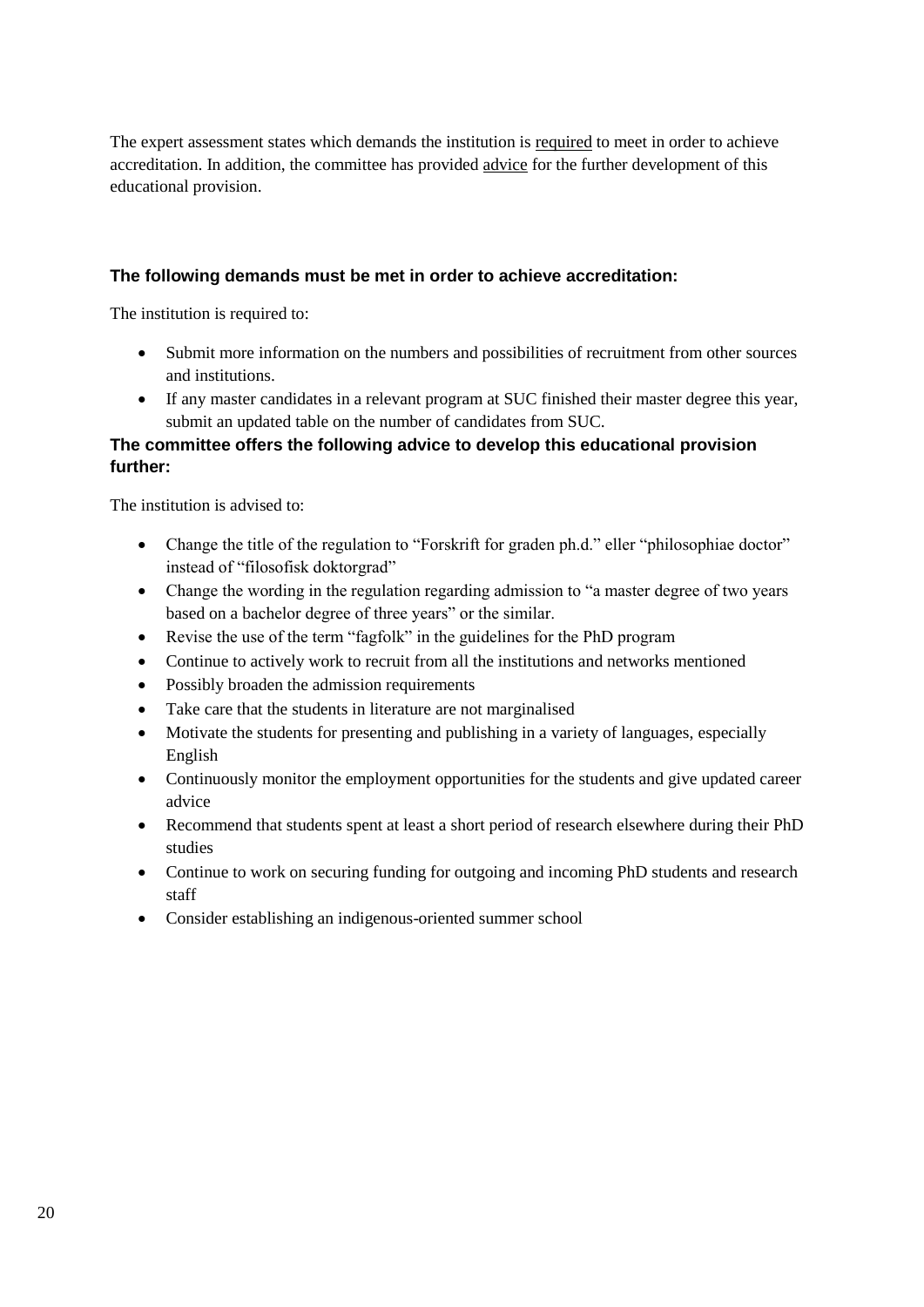The expert assessment states which demands the institution is required to meet in order to achieve accreditation. In addition, the committee has provided advice for the further development of this educational provision.

**The following demands must be met in order to achieve accreditation:**

The institution is required to:

- Submit more information on the numbers and possibilities of recruitment from other sources and institutions.
- If any master candidates in a relevant program at SUC finished their master degree this year, submit an updated table on the number of candidates from SUC.

**The committee offers the following advice to develop this educational provision further:**

The institution is advised to:

- Change the title of the regulation to "Forskrift for graden ph.d." eller "philosophiae doctor" instead of "filosofisk doktorgrad"
- Change the wording in the regulation regarding admission to "a master degree of two years based on a bachelor degree of three years" or the similar.
- Revise the use of the term "fagfolk" in the guidelines for the PhD program
- Continue to actively work to recruit from all the institutions and networks mentioned
- Possibly broaden the admission requirements
- Take care that the students in literature are not marginalised
- Motivate the students for presenting and publishing in a variety of languages, especially English
- Continuously monitor the employment opportunities for the students and give updated career advice
- Recommend that students spent at least a short period of research elsewhere during their PhD studies
- Continue to work on securing funding for outgoing and incoming PhD students and research staff
- Consider establishing an indigenous-oriented summer school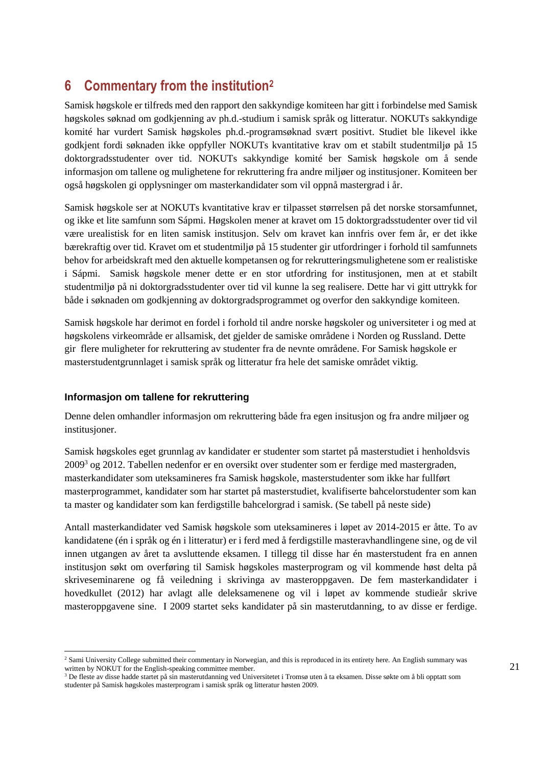# 6 Commentary from the institution[2]

Samisk høgskole er tilfreds med den rapport den sakkyndige komiteen har gitt i forbindelse med Samisk høgskoles søknad om godkjenning av ph.d.-studium i samisk språk og litteratur. NOKUTs sakkyndige komité har vurdert Samisk høgskoles ph.d.-programsøknad svært positivt. Studiet ble likevel ikke godkjent fordi søknaden ikke oppfyller NOKUTs kvantitative krav om et stabilt studentmiljø på 15 doktorgradsstudenter over tid. NOKUTs sakkyndige komité ber Samisk høgskole om å sende informasjon om tallene og mulighetene for rekruttering fra andre miljøer og institusjoner. Komiteen ber også høgskolen gi opplysninger om masterkandidater som vil oppnå mastergrad i år.

Samisk høgskole ser at NOKUTs kvantitative krav er tilpasset størrelsen på det norske storsamfunnet, og ikke et lite samfunn som Sápmi. Høgskolen mener at kravet om 15 doktorgradsstudenter over tid vil være urealistisk for en liten samisk institusjon. Selv om kravet kan innfris over fem år, er det ikke bærekraftig over tid. Kravet om et studentmiljø på 15 studenter gir utfordringer i forhold til samfunnets behov for arbeidskraft med den aktuelle kompetansen og for rekrutteringsmulighetene som er realistiske i Sápmi. Samisk høgskole mener dette er en stor utfordring for institusjonen, men at et stabilt studentmiljø på ni doktorgradsstudenter over tid vil kunne la seg realisere. Dette har vi gitt uttrykk for både i søknaden om godkjenning av doktorgradsprogrammet og overfor den sakkyndige komiteen.

Samisk høgskole har derimot en fordel i forhold til andre norske høgskoler og universiteter i og med at høgskolens virkeområde er allsamisk, det gjelder de samiske områdene i Norden og Russland. Dette gir flere muligheter for rekruttering av studenter fra de nevnte områdene. For Samisk høgskole er masterstudentgrunnlaget i samisk språk og litteratur fra hele det samiske området viktig.

### Informasjon om tallene for rekruttering

Denne delen omhandler informasjon om rekruttering både fra egen insitusjon og fra andre miljøer og institusjoner.

Samisk høgskoles eget grunnlag av kandidater er studenter som startet på masterstudiet i henholdsvis 2009[3] og 2012. Tabellen nedenfor er en oversikt over studenter som er ferdige med mastergraden, masterkandidater som uteksamineres fra Samisk høgskole, masterstudenter som ikke har fullført masterprogrammet, kandidater som har startet på masterstudiet, kvalifiserte bahcelorstudenter som kan ta master og kandidater som kan ferdigstille bahcelorgrad i samisk. (Se tabell på neste side)

Antall masterkandidater ved Samisk høgskole som uteksamineres i løpet av 2014-2015 er åtte. To av kandidatene (én i språk og én i litteratur) er i ferd med å ferdigstille masteravhandlingene sine, og de vil innen utgangen av året ta avsluttende eksamen. I tillegg til disse har én masterstudent fra en annen institusjon søkt om overføring til Samisk høgskoles masterprogram og vil kommende høst delta på skriveseminarene og få veiledning i skrivinga av masteroppgaven. De fem masterkandidater i hovedkullet (2012) har avlagt alle deleksamenene og vil i løpet av kommende studieår skrive masteroppgavene sine. I 2009 startet seks kandidater på sin masterutdanning, to av disse er ferdige.

---

[2] Sami University College submitted their commentary in Norwegian, and this is reproduced in its entirety here. An English summary was written by NOKUT for the English-speaking committee member.

[3] De fleste av disse hadde startet på sin masterutdanning ved Universitetet i Tromsø uten å ta eksamen. Disse søkte om å bli opptatt som studenter på Samisk høgskoles masterprogram i samisk språk og litteratur høsten 2009.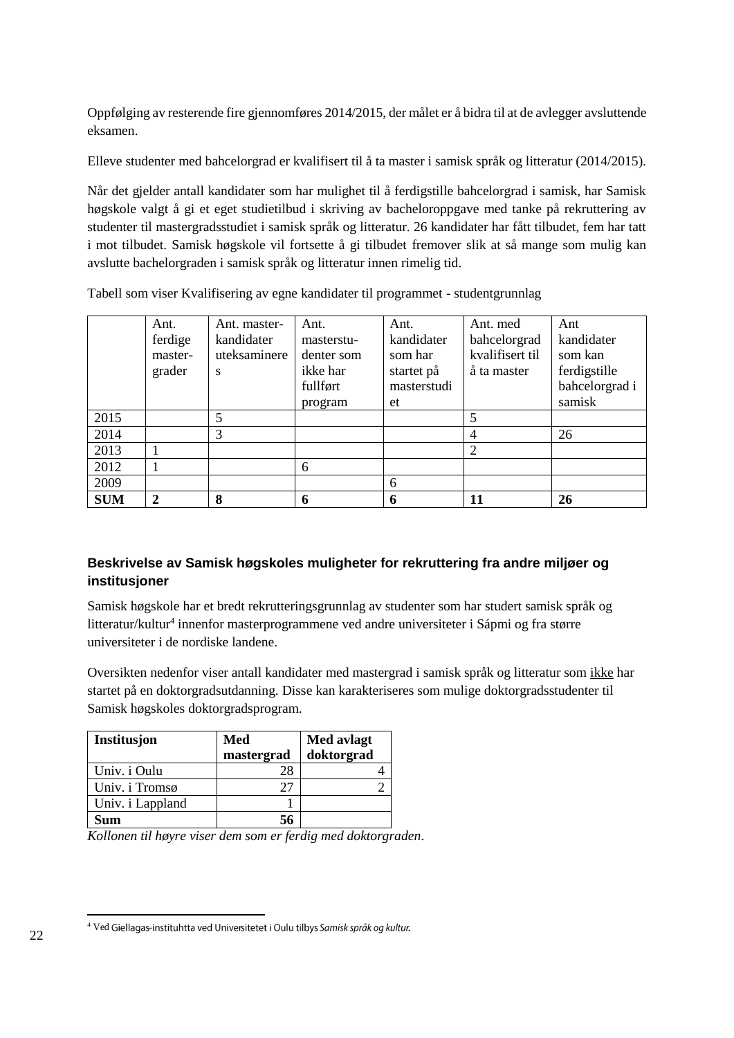Oppfølging av resterende fire gjennomføres 2014/2015, der målet er å bidra til at de avlegger avsluttende eksamen.

Elleve studenter med bahcelorgrad er kvalifisert til å ta master i samisk språk og litteratur (2014/2015).

Når det gjelder antall kandidater som har mulighet til å ferdigstille bahcelorgrad i samisk, har Samisk høgskole valgt å gi et eget studietilbud i skriving av bacheloroppgave med tanke på rekruttering av studenter til mastergradsstudiet i samisk språk og litteratur. 26 kandidater har fått tilbudet, fem har tatt i mot tilbudet. Samisk høgskole vil fortsette å gi tilbudet fremover slik at så mange som mulig kan avslutte bachelorgraden i samisk språk og litteratur innen rimelig tid.

Tabell som viser Kvalifisering av egne kandidater til programmet - studentgrunnlag

| | Ant. ferdige master-grader | Ant. master-kandidater uteksamineres | Ant. masterstu-denter som ikke har fullført program | Ant. kandidater som har startet på masterstudiet | Ant. med bahcelorgrad kvalifisert til å ta master | Ant kandidater som kan ferdigstille bahcelorgrad i samisk |
|---|---|---|---|---|---|---|
| 2015 | | 5 | | | 5 | |
| 2014 | | 3 | | | 4 | 26 |
| 2013 | 1 | | | | 2 | |
| 2012 | 1 | | 6 | | | |
| 2009 | | | | 6 | | |
| **SUM** | **2** | **8** | **6** | **6** | **11** | **26** |

## Beskrivelse av Samisk høgskoles muligheter for rekruttering fra andre miljøer og institusjoner

Samisk høgskole har et bredt rekrutteringsgrunnlag av studenter som har studert samisk språk og litteratur/kultur[4] innenfor masterprogrammene ved andre universiteter i Sápmi og fra større universiteter i de nordiske landene.

Oversikten nedenfor viser antall kandidater med mastergrad i samisk språk og litteratur som ikke har startet på en doktorgradsutdanning. Disse kan karakteriseres som mulige doktorgradsstudenter til Samisk høgskoles doktorgradsprogram.

| Institusjon | Med mastergrad | Med avlagt doktorgrad |
|---|---|---|
| Univ. i Oulu | 28 | 4 |
| Univ. i Tromsø | 27 | 2 |
| Univ. i Lappland | 1 | |
| **Sum** | **56** | |

*Kollonen til høyre viser dem som er ferdig med doktorgraden*.

[4] Ved Giellagas-instituhtta ved Universitetet i Oulu tilbys *Samisk språk og kultur.*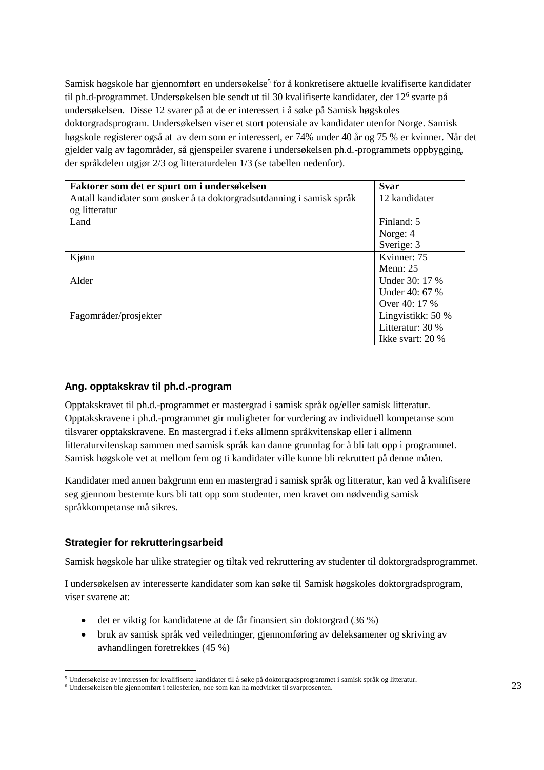Samisk høgskole har gjennomført en undersøkelse[5] for å konkretisere aktuelle kvalifiserte kandidater til ph.d-programmet. Undersøkelsen ble sendt ut til 30 kvalifiserte kandidater, der 12[6] svarte på undersøkelsen. Disse 12 svarer på at de er interessert i å søke på Samisk høgskoles doktorgradsprogram. Undersøkelsen viser et stort potensiale av kandidater utenfor Norge. Samisk høgskole registerer også at av dem som er interessert, er 74% under 40 år og 75 % er kvinner. Når det gjelder valg av fagområder, så gjenspeiler svarene i undersøkelsen ph.d.-programmets oppbygging, der språkdelen utgjør 2/3 og litteraturdelen 1/3 (se tabellen nedenfor).

| Faktorer som det er spurt om i undersøkelsen | Svar |
|---|---|
| Antall kandidater som ønsker å ta doktorgradsutdanning i samisk språk og litteratur | 12 kandidater |
| Land | Finland: 5<br>Norge: 4<br>Sverige: 3 |
| Kjønn | Kvinner: 75<br>Menn: 25 |
| Alder | Under 30: 17 %<br>Under 40: 67 %<br>Over 40: 17 % |
| Fagområder/prosjekter | Lingvistikk: 50 %<br>Litteratur: 30 %<br>Ikke svart: 20 % |

### Ang. opptakskrav til ph.d.-program

Opptakskravet til ph.d.-programmet er mastergrad i samisk språk og/eller samisk litteratur. Opptakskravene i ph.d.-programmet gir muligheter for vurdering av individuell kompetanse som tilsvarer opptakskravene. En mastergrad i f.eks allmenn språkvitenskap eller i allmenn litteraturvitenskap sammen med samisk språk kan danne grunnlag for å bli tatt opp i programmet. Samisk høgskole vet at mellom fem og ti kandidater ville kunne bli rekruttert på denne måten.

Kandidater med annen bakgrunn enn en mastergrad i samisk språk og litteratur, kan ved å kvalifisere seg gjennom bestemte kurs bli tatt opp som studenter, men kravet om nødvendig samisk språkkompetanse må sikres.

### Strategier for rekrutteringsarbeid

Samisk høgskole har ulike strategier og tiltak ved rekruttering av studenter til doktorgradsprogrammet.

I undersøkelsen av interesserte kandidater som kan søke til Samisk høgskoles doktorgradsprogram, viser svarene at:

- det er viktig for kandidatene at de får finansiert sin doktorgrad (36 %)
- bruk av samisk språk ved veiledninger, gjennomføring av deleksamener og skriving av avhandlingen foretrekkes (45 %)

[5] Undersøkelse av interessen for kvalifiserte kandidater til å søke på doktorgradsprogrammet i samisk språk og litteratur.
[6] Undersøkelsen ble gjennomført i fellesferien, noe som kan ha medvirket til svarprosenten.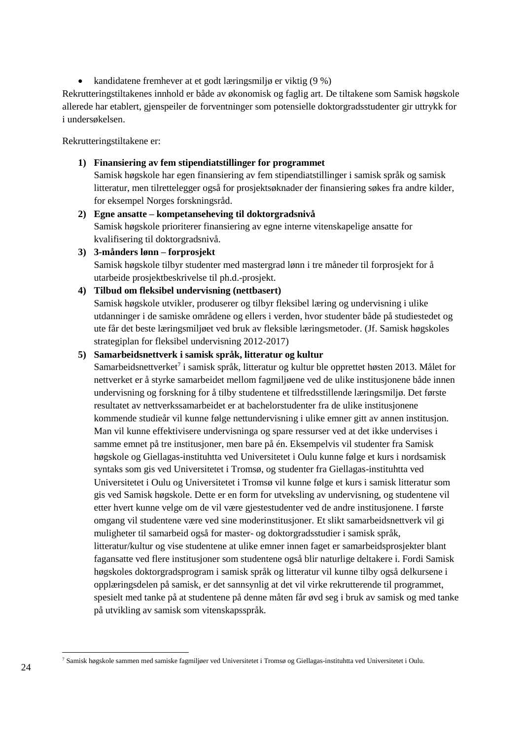- kandidatene fremhever at et godt læringsmiljø er viktig (9 %)

Rekrutteringstiltakenes innhold er både av økonomisk og faglig art. De tiltakene som Samisk høgskole allerede har etablert, gjenspeiler de forventninger som potensielle doktorgradsstudenter gir uttrykk for i undersøkelsen.

Rekrutteringstiltakene er:

1) **Finansiering av fem stipendiatstillinger for programmet**
   Samisk høgskole har egen finansiering av fem stipendiatstillinger i samisk språk og samisk litteratur, men tilrettelegger også for prosjektsøknader der finansiering søkes fra andre kilder, for eksempel Norges forskningsråd.
2) **Egne ansatte – kompetanseheving til doktorgradsnivå**
   Samisk høgskole prioriterer finansiering av egne interne vitenskapelige ansatte for kvalifisering til doktorgradsnivå.
3) **3-månders lønn – forprosjekt**
   Samisk høgskole tilbyr studenter med mastergrad lønn i tre måneder til forprosjekt for å utarbeide prosjektbeskrivelse til ph.d.-prosjekt.
4) **Tilbud om fleksibel undervisning (nettbasert)**
   Samisk høgskole utvikler, produserer og tilbyr fleksibel læring og undervisning i ulike utdanninger i de samiske områdene og ellers i verden, hvor studenter både på studiestedet og ute får det beste læringsmiljøet ved bruk av fleksible læringsmetoder. (Jf. Samisk høgskoles strategiplan for fleksibel undervisning 2012-2017)
5) **Samarbeidsnettverk i samisk språk, litteratur og kultur**
   Samarbeidsnettverket[7] i samisk språk, litteratur og kultur ble opprettet høsten 2013. Målet for nettverket er å styrke samarbeidet mellom fagmiljøene ved de ulike institusjonene både innen undervisning og forskning for å tilby studentene et tilfredsstillende læringsmiljø. Det første resultatet av nettverkssamarbeidet er at bachelorstudenter fra de ulike institusjonene kommende studieår vil kunne følge nettundervisning i ulike emner gitt av annen institusjon. Man vil kunne effektivisere undervisninga og spare ressurser ved at det ikke undervises i samme emnet på tre institusjoner, men bare på én. Eksempelvis vil studenter fra Samisk høgskole og Giellagas-instituhtta ved Universitetet i Oulu kunne følge et kurs i nordsamisk syntaks som gis ved Universitetet i Tromsø, og studenter fra Giellagas-instituhtta ved Universitetet i Oulu og Universitetet i Tromsø vil kunne følge et kurs i samisk litteratur som gis ved Samisk høgskole. Dette er en form for utveksling av undervisning, og studentene vil etter hvert kunne velge om de vil være gjestestudenter ved de andre institusjonene. I første omgang vil studentene være ved sine moderinstitusjoner. Et slikt samarbeidsnettverk vil gi muligheter til samarbeid også for master- og doktorgradsstudier i samisk språk, litteratur/kultur og vise studentene at ulike emner innen faget er samarbeidsprosjekter blant fagansatte ved flere institusjoner som studentene også blir naturlige deltakere i. Fordi Samisk høgskoles doktorgradsprogram i samisk språk og litteratur vil kunne tilby også delkursene i opplæringsdelen på samisk, er det sannsynlig at det vil virke rekrutterende til programmet, spesielt med tanke på at studentene på denne måten får øvd seg i bruk av samisk og med tanke på utvikling av samisk som vitenskapsspråk.

[7] Samisk høgskole sammen med samiske fagmiljøer ved Universitetet i Tromsø og Giellagas-instituhtta ved Universitetet i Oulu.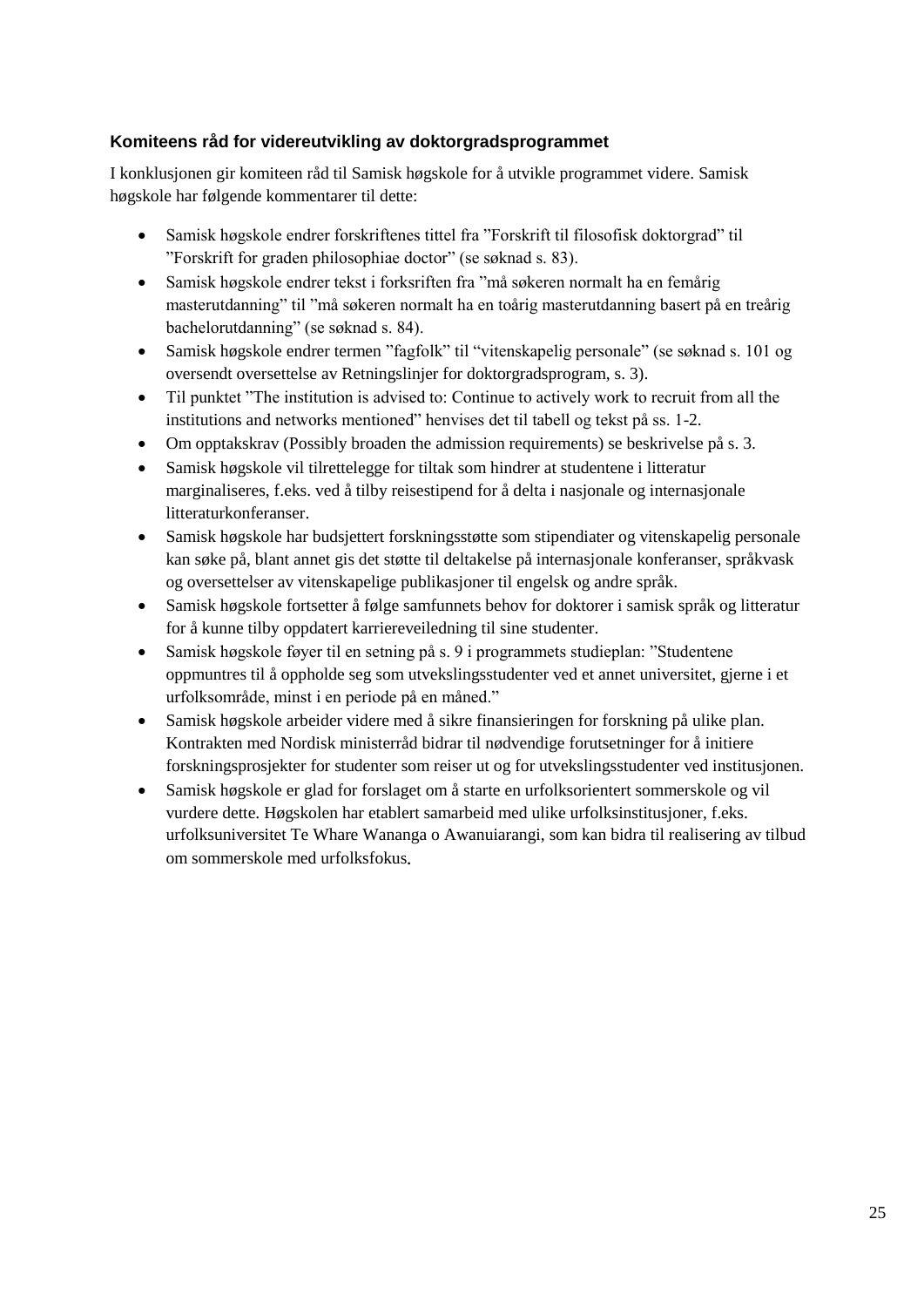### Komiteens råd for videreutvikling av doktorgradsprogrammet

I konklusjonen gir komiteen råd til Samisk høgskole for å utvikle programmet videre. Samisk høgskole har følgende kommentarer til dette:

- Samisk høgskole endrer forskriftenes tittel fra ”Forskrift til filosofisk doktorgrad” til ”Forskrift for graden philosophiae doctor” (se søknad s. 83).
- Samisk høgskole endrer tekst i forksriften fra ”må søkeren normalt ha en femårig masterutdanning” til ”må søkeren normalt ha en toårig masterutdanning basert på en treårig bachelorutdanning” (se søknad s. 84).
- Samisk høgskole endrer termen ”fagfolk” til “vitenskapelig personale” (se søknad s. 101 og oversendt oversettelse av Retningslinjer for doktorgradsprogram, s. 3).
- Til punktet ”The institution is advised to: Continue to actively work to recruit from all the institutions and networks mentioned” henvises det til tabell og tekst på ss. 1-2.
- Om opptakskrav (Possibly broaden the admission requirements) se beskrivelse på s. 3.
- Samisk høgskole vil tilrettelegge for tiltak som hindrer at studentene i litteratur marginaliseres, f.eks. ved å tilby reisestipend for å delta i nasjonale og internasjonale litteraturkonferanser.
- Samisk høgskole har budsjettert forskningsstøtte som stipendiater og vitenskapelig personale kan søke på, blant annet gis det støtte til deltakelse på internasjonale konferanser, språkvask og oversettelser av vitenskapelige publikasjoner til engelsk og andre språk.
- Samisk høgskole fortsetter å følge samfunnets behov for doktorer i samisk språk og litteratur for å kunne tilby oppdatert karriereveiledning til sine studenter.
- Samisk høgskole føyer til en setning på s. 9 i programmets studieplan: ”Studentene oppmuntres til å oppholde seg som utvekslingsstudenter ved et annet universitet, gjerne i et urfolksområde, minst i en periode på en måned.”
- Samisk høgskole arbeider videre med å sikre finansieringen for forskning på ulike plan. Kontrakten med Nordisk ministerråd bidrar til nødvendige forutsetninger for å initiere forskningsprosjekter for studenter som reiser ut og for utvekslingsstudenter ved institusjonen.
- Samisk høgskole er glad for forslaget om å starte en urfolksorientert sommerskole og vil vurdere dette. Høgskolen har etablert samarbeid med ulike urfolksinstitusjoner, f.eks. urfolksuniversitet Te Whare Wananga o Awanuiarangi, som kan bidra til realisering av tilbud om sommerskole med urfolksfokus.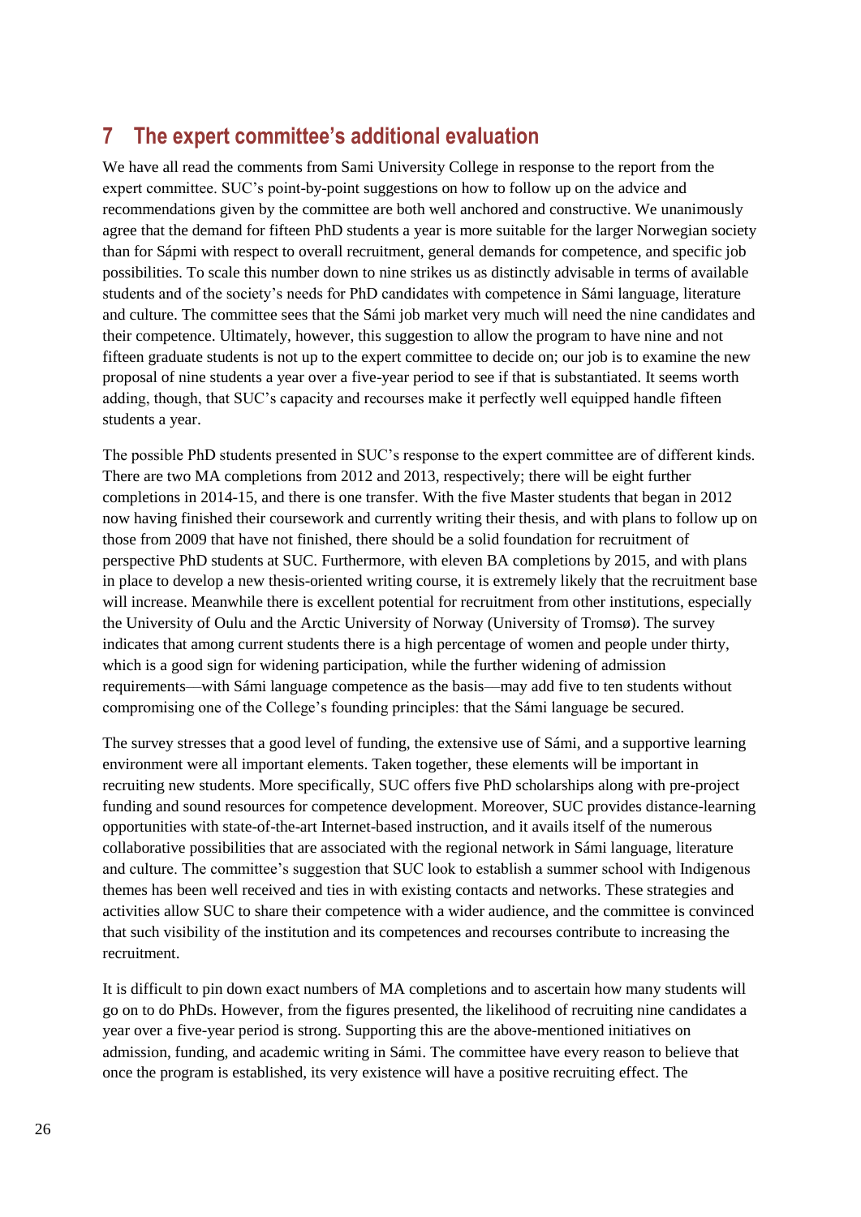# 7 The expert committee's additional evaluation

We have all read the comments from Sami University College in response to the report from the expert committee. SUC's point-by-point suggestions on how to follow up on the advice and recommendations given by the committee are both well anchored and constructive. We unanimously agree that the demand for fifteen PhD students a year is more suitable for the larger Norwegian society than for Sápmi with respect to overall recruitment, general demands for competence, and specific job possibilities. To scale this number down to nine strikes us as distinctly advisable in terms of available students and of the society's needs for PhD candidates with competence in Sámi language, literature and culture. The committee sees that the Sámi job market very much will need the nine candidates and their competence. Ultimately, however, this suggestion to allow the program to have nine and not fifteen graduate students is not up to the expert committee to decide on; our job is to examine the new proposal of nine students a year over a five-year period to see if that is substantiated. It seems worth adding, though, that SUC's capacity and recourses make it perfectly well equipped handle fifteen students a year.

The possible PhD students presented in SUC's response to the expert committee are of different kinds. There are two MA completions from 2012 and 2013, respectively; there will be eight further completions in 2014-15, and there is one transfer. With the five Master students that began in 2012 now having finished their coursework and currently writing their thesis, and with plans to follow up on those from 2009 that have not finished, there should be a solid foundation for recruitment of perspective PhD students at SUC. Furthermore, with eleven BA completions by 2015, and with plans in place to develop a new thesis-oriented writing course, it is extremely likely that the recruitment base will increase. Meanwhile there is excellent potential for recruitment from other institutions, especially the University of Oulu and the Arctic University of Norway (University of Tromsø). The survey indicates that among current students there is a high percentage of women and people under thirty, which is a good sign for widening participation, while the further widening of admission requirements—with Sámi language competence as the basis—may add five to ten students without compromising one of the College's founding principles: that the Sámi language be secured.

The survey stresses that a good level of funding, the extensive use of Sámi, and a supportive learning environment were all important elements. Taken together, these elements will be important in recruiting new students. More specifically, SUC offers five PhD scholarships along with pre-project funding and sound resources for competence development. Moreover, SUC provides distance-learning opportunities with state-of-the-art Internet-based instruction, and it avails itself of the numerous collaborative possibilities that are associated with the regional network in Sámi language, literature and culture. The committee's suggestion that SUC look to establish a summer school with Indigenous themes has been well received and ties in with existing contacts and networks. These strategies and activities allow SUC to share their competence with a wider audience, and the committee is convinced that such visibility of the institution and its competences and recourses contribute to increasing the recruitment.

It is difficult to pin down exact numbers of MA completions and to ascertain how many students will go on to do PhDs. However, from the figures presented, the likelihood of recruiting nine candidates a year over a five-year period is strong. Supporting this are the above-mentioned initiatives on admission, funding, and academic writing in Sámi. The committee have every reason to believe that once the program is established, its very existence will have a positive recruiting effect. The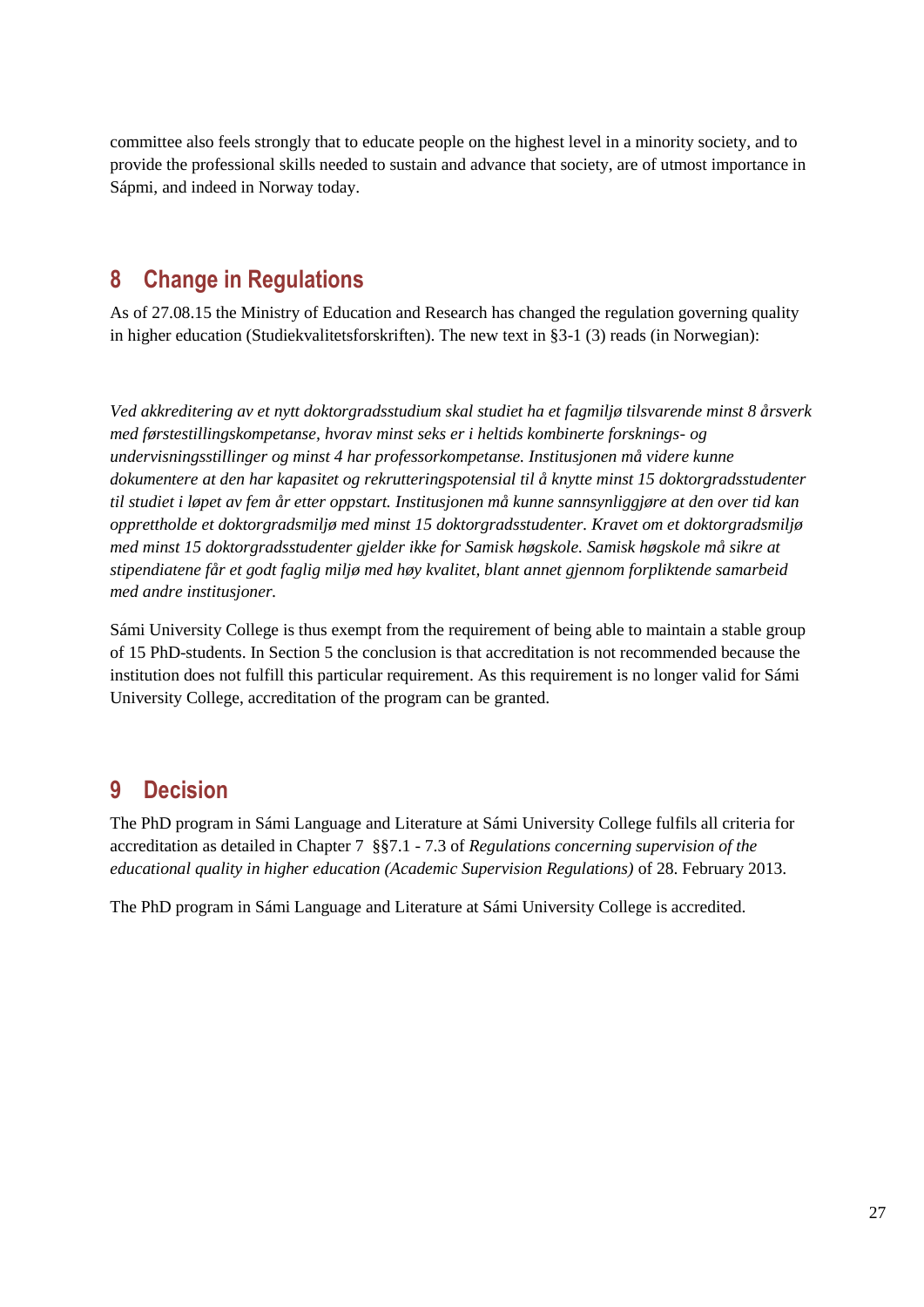committee also feels strongly that to educate people on the highest level in a minority society, and to provide the professional skills needed to sustain and advance that society, are of utmost importance in Sápmi, and indeed in Norway today.

## 8 Change in Regulations

As of 27.08.15 the Ministry of Education and Research has changed the regulation governing quality in higher education (Studiekvalitetsforskriften). The new text in §3-1 (3) reads (in Norwegian):

*Ved akkreditering av et nytt doktorgradsstudium skal studiet ha et fagmiljø tilsvarende minst 8 årsverk med førstestillingskompetanse, hvorav minst seks er i heltids kombinerte forsknings- og undervisningsstillinger og minst 4 har professorkompetanse. Institusjonen må videre kunne dokumentere at den har kapasitet og rekrutteringspotensial til å knytte minst 15 doktorgradsstudenter til studiet i løpet av fem år etter oppstart. Institusjonen må kunne sannsynliggjøre at den over tid kan opprettholde et doktorgradsmiljø med minst 15 doktorgradsstudenter. Kravet om et doktorgradsmiljø med minst 15 doktorgradsstudenter gjelder ikke for Samisk høgskole. Samisk høgskole må sikre at stipendiatene får et godt faglig miljø med høy kvalitet, blant annet gjennom forpliktende samarbeid med andre institusjoner.*

Sámi University College is thus exempt from the requirement of being able to maintain a stable group of 15 PhD-students. In Section 5 the conclusion is that accreditation is not recommended because the institution does not fulfill this particular requirement. As this requirement is no longer valid for Sámi University College, accreditation of the program can be granted.

## 9 Decision

The PhD program in Sámi Language and Literature at Sámi University College fulfils all criteria for accreditation as detailed in Chapter 7 §§7.1 - 7.3 of *Regulations concerning supervision of the educational quality in higher education (Academic Supervision Regulations)* of 28. February 2013.

The PhD program in Sámi Language and Literature at Sámi University College is accredited.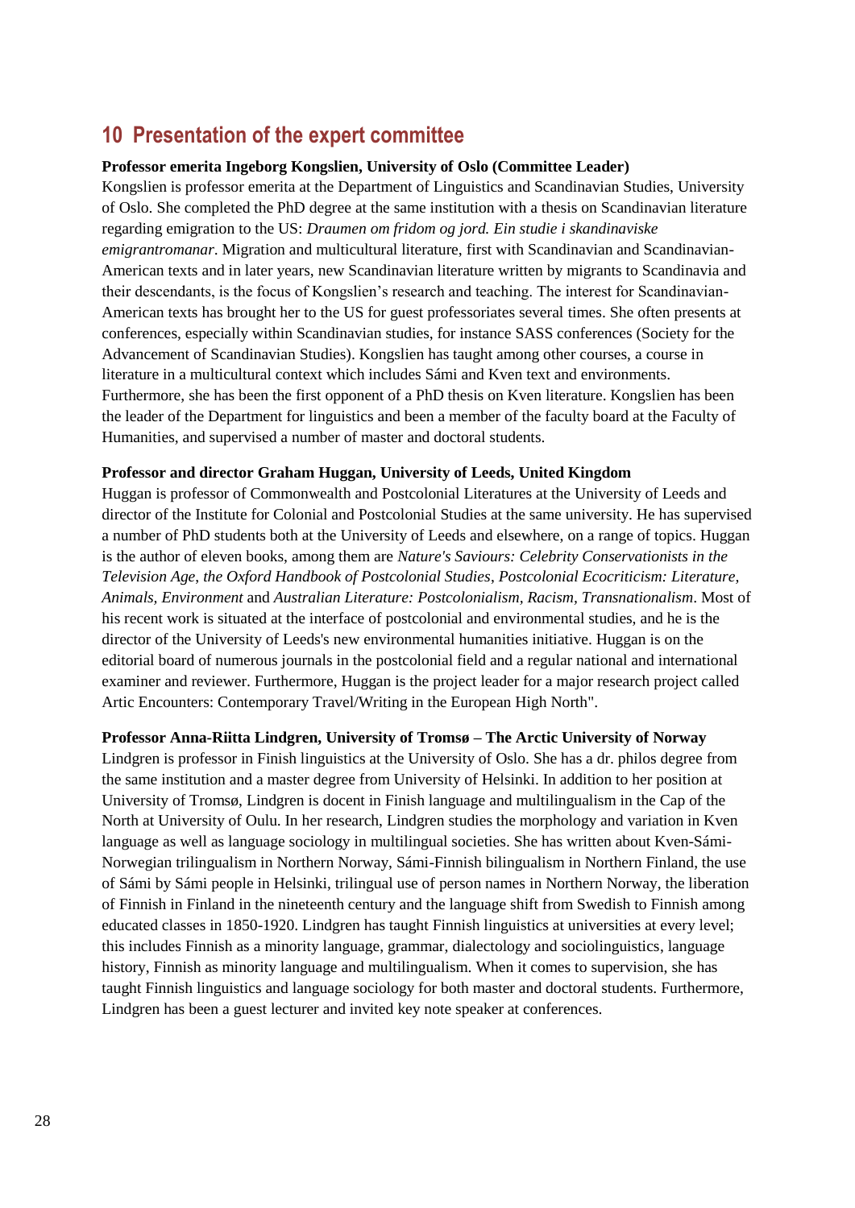## 10 Presentation of the expert committee

**Professor emerita Ingeborg Kongslien, University of Oslo (Committee Leader)**

Kongslien is professor emerita at the Department of Linguistics and Scandinavian Studies, University of Oslo. She completed the PhD degree at the same institution with a thesis on Scandinavian literature regarding emigration to the US: *Draumen om fridom og jord. Ein studie i skandinaviske emigrantromanar*. Migration and multicultural literature, first with Scandinavian and Scandinavian-American texts and in later years, new Scandinavian literature written by migrants to Scandinavia and their descendants, is the focus of Kongslien's research and teaching. The interest for Scandinavian-American texts has brought her to the US for guest professoriates several times. She often presents at conferences, especially within Scandinavian studies, for instance SASS conferences (Society for the Advancement of Scandinavian Studies). Kongslien has taught among other courses, a course in literature in a multicultural context which includes Sámi and Kven text and environments. Furthermore, she has been the first opponent of a PhD thesis on Kven literature. Kongslien has been the leader of the Department for linguistics and been a member of the faculty board at the Faculty of Humanities, and supervised a number of master and doctoral students.

**Professor and director Graham Huggan, University of Leeds, United Kingdom**

Huggan is professor of Commonwealth and Postcolonial Literatures at the University of Leeds and director of the Institute for Colonial and Postcolonial Studies at the same university. He has supervised a number of PhD students both at the University of Leeds and elsewhere, on a range of topics. Huggan is the author of eleven books, among them are *Nature's Saviours: Celebrity Conservationists in the Television Age*, *the Oxford Handbook of Postcolonial Studies*, *Postcolonial Ecocriticism: Literature, Animals, Environment* and *Australian Literature: Postcolonialism, Racism, Transnationalism*. Most of his recent work is situated at the interface of postcolonial and environmental studies, and he is the director of the University of Leeds's new environmental humanities initiative. Huggan is on the editorial board of numerous journals in the postcolonial field and a regular national and international examiner and reviewer. Furthermore, Huggan is the project leader for a major research project called Artic Encounters: Contemporary Travel/Writing in the European High North".

**Professor Anna-Riitta Lindgren, University of Tromsø – The Arctic University of Norway**

Lindgren is professor in Finish linguistics at the University of Oslo. She has a dr. philos degree from the same institution and a master degree from University of Helsinki. In addition to her position at University of Tromsø, Lindgren is docent in Finish language and multilingualism in the Cap of the North at University of Oulu. In her research, Lindgren studies the morphology and variation in Kven language as well as language sociology in multilingual societies. She has written about Kven-Sámi-Norwegian trilingualism in Northern Norway, Sámi-Finnish bilingualism in Northern Finland, the use of Sámi by Sámi people in Helsinki, trilingual use of person names in Northern Norway, the liberation of Finnish in Finland in the nineteenth century and the language shift from Swedish to Finnish among educated classes in 1850-1920. Lindgren has taught Finnish linguistics at universities at every level; this includes Finnish as a minority language, grammar, dialectology and sociolinguistics, language history, Finnish as minority language and multilingualism. When it comes to supervision, she has taught Finnish linguistics and language sociology for both master and doctoral students. Furthermore, Lindgren has been a guest lecturer and invited key note speaker at conferences.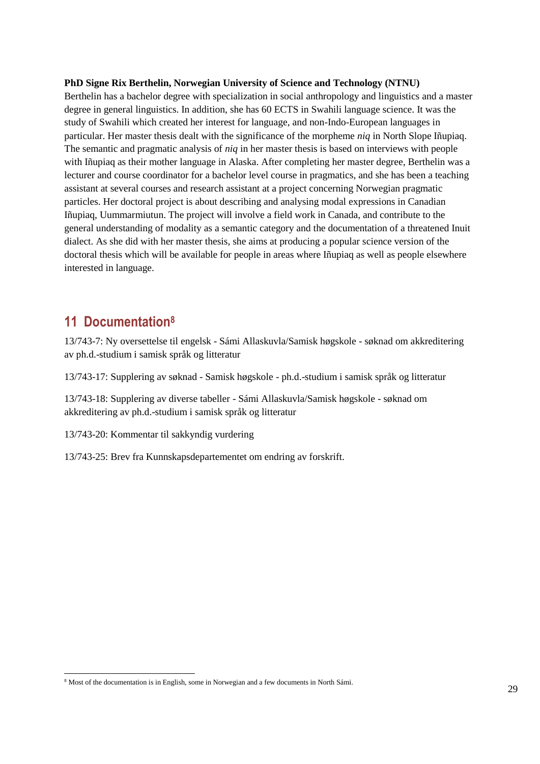**PhD Signe Rix Berthelin, Norwegian University of Science and Technology (NTNU)**

Berthelin has a bachelor degree with specialization in social anthropology and linguistics and a master degree in general linguistics. In addition, she has 60 ECTS in Swahili language science. It was the study of Swahili which created her interest for language, and non-Indo-European languages in particular. Her master thesis dealt with the significance of the morpheme *niq* in North Slope Iñupiaq. The semantic and pragmatic analysis of *niq* in her master thesis is based on interviews with people with Iñupiaq as their mother language in Alaska. After completing her master degree, Berthelin was a lecturer and course coordinator for a bachelor level course in pragmatics, and she has been a teaching assistant at several courses and research assistant at a project concerning Norwegian pragmatic particles. Her doctoral project is about describing and analysing modal expressions in Canadian Iñupiaq, Uummarmiutun. The project will involve a field work in Canada, and contribute to the general understanding of modality as a semantic category and the documentation of a threatened Inuit dialect. As she did with her master thesis, she aims at producing a popular science version of the doctoral thesis which will be available for people in areas where Iñupiaq as well as people elsewhere interested in language.

## 11 Documentation[8]

13/743-7: Ny oversettelse til engelsk - Sámi Allaskuvla/Samisk høgskole - søknad om akkreditering av ph.d.-studium i samisk språk og litteratur

13/743-17: Supplering av søknad - Samisk høgskole - ph.d.-studium i samisk språk og litteratur

13/743-18: Supplering av diverse tabeller - Sámi Allaskuvla/Samisk høgskole - søknad om akkreditering av ph.d.-studium i samisk språk og litteratur

13/743-20: Kommentar til sakkyndig vurdering

13/743-25: Brev fra Kunnskapsdepartementet om endring av forskrift.

[8] Most of the documentation is in English, some in Norwegian and a few documents in North Sámi.